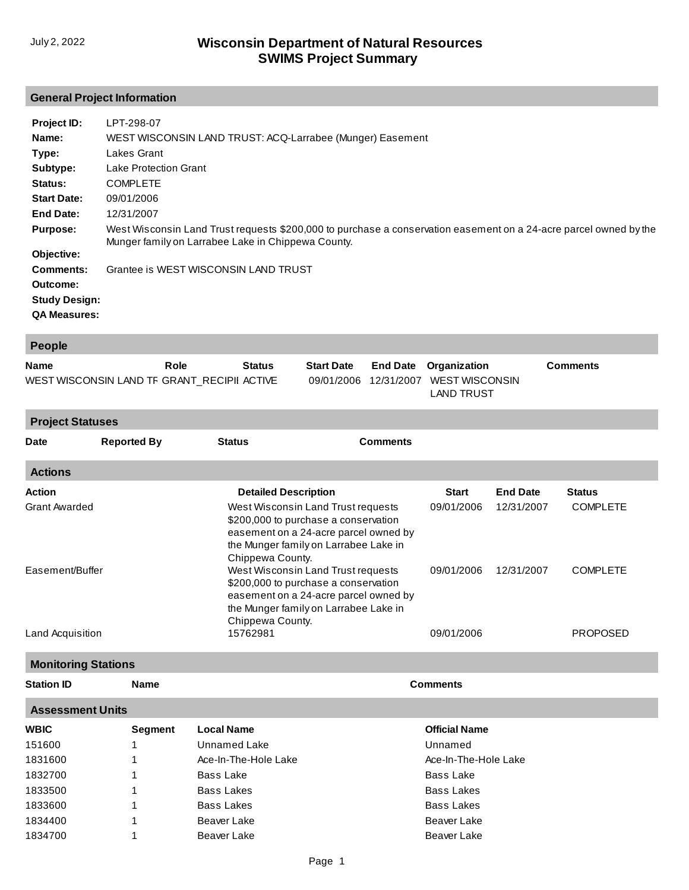July 2, 2022

# Wisconsin Department of Natural Resources
# SWIMS Project Summary

## General Project Information

**Project ID:** LPT-298-07

**Name:** WEST WISCONSIN LAND TRUST: ACQ-Larrabee (Munger) Easement

**Type:** Lakes Grant

**Subtype:** Lake Protection Grant

**Status:** COMPLETE

**Start Date:** 09/01/2006

**End Date:** 12/31/2007

**Purpose:** West Wisconsin Land Trust requests $200,000 to purchase a conservation easement on a 24-acre parcel owned by the Munger family on Larrabee Lake in Chippewa County.

**Objective:**

**Comments:** Grantee is WEST WISCONSIN LAND TRUST

**Outcome:**

**Study Design:**

**QA Measures:**

## People

| Name | Role | Status | Start Date | End Date | Organization | Comments |
|---|---|---|---|---|---|---|
| WEST WISCONSIN LAND TF | GRANT_RECIPII | ACTIVE | 09/01/2006 | 12/31/2007 | WEST WISCONSIN LAND TRUST | |

## Project Statuses

| Date | Reported By | Status | Comments |
|---|---|---|---|

## Actions

| Action | Detailed Description | Start | End Date | Status |
|---|---|---|---|---|
| Grant Awarded | West Wisconsin Land Trust requests $200,000 to purchase a conservation easement on a 24-acre parcel owned by the Munger family on Larrabee Lake in Chippewa County. | 09/01/2006 | 12/31/2007 | COMPLETE |
| Easement/Buffer | West Wisconsin Land Trust requests $200,000 to purchase a conservation easement on a 24-acre parcel owned by the Munger family on Larrabee Lake in Chippewa County. | 09/01/2006 | 12/31/2007 | COMPLETE |
| Land Acquisition | 15762981 | 09/01/2006 | | PROPOSED |

## Monitoring Stations

| Station ID | Name | Comments |
|---|---|---|

## Assessment Units

| WBIC | Segment | Local Name | Official Name |
|---|---|---|---|
| 151600 | 1 | Unnamed Lake | Unnamed |
| 1831600 | 1 | Ace-In-The-Hole Lake | Ace-In-The-Hole Lake |
| 1832700 | 1 | Bass Lake | Bass Lake |
| 1833500 | 1 | Bass Lakes | Bass Lakes |
| 1833600 | 1 | Bass Lakes | Bass Lakes |
| 1834400 | 1 | Beaver Lake | Beaver Lake |
| 1834700 | 1 | Beaver Lake | Beaver Lake |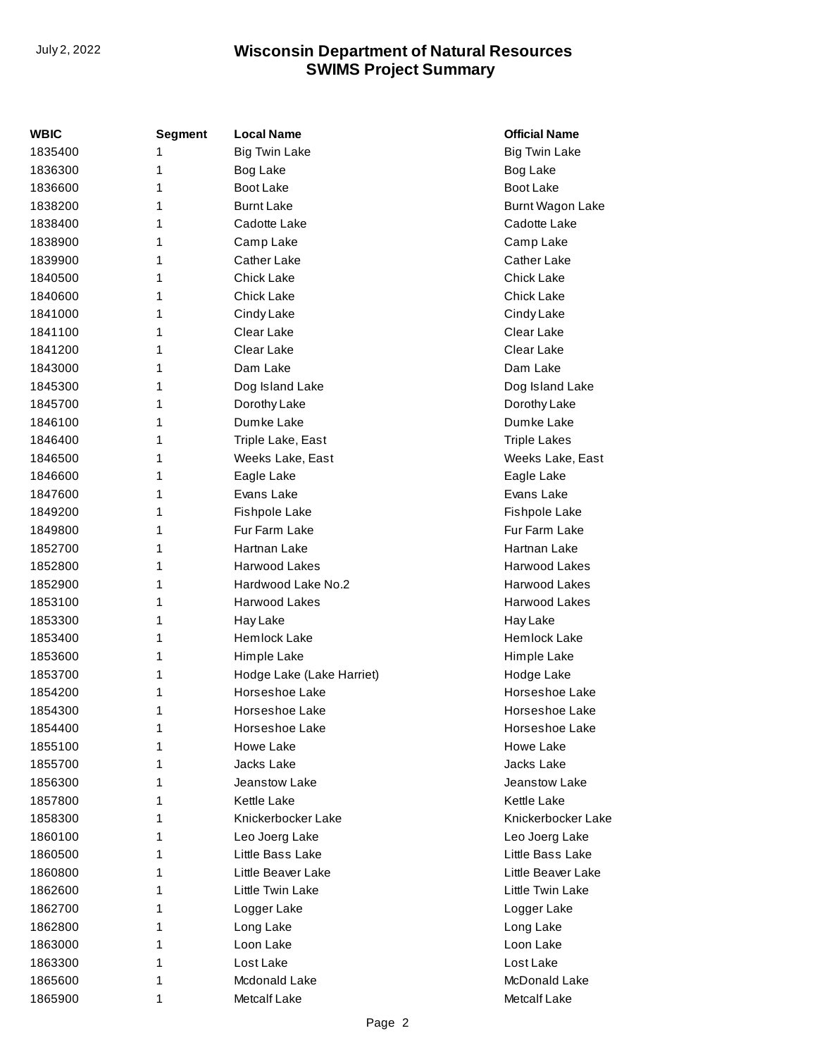| WBIC | Segment | Local Name | Official Name |
| --- | --- | --- | --- |
| 1835400 | 1 | Big Twin Lake | Big Twin Lake |
| 1836300 | 1 | Bog Lake | Bog Lake |
| 1836600 | 1 | Boot Lake | Boot Lake |
| 1838200 | 1 | Burnt Lake | Burnt Wagon Lake |
| 1838400 | 1 | Cadotte Lake | Cadotte Lake |
| 1838900 | 1 | Camp Lake | Camp Lake |
| 1839900 | 1 | Cather Lake | Cather Lake |
| 1840500 | 1 | Chick Lake | Chick Lake |
| 1840600 | 1 | Chick Lake | Chick Lake |
| 1841000 | 1 | Cindy Lake | Cindy Lake |
| 1841100 | 1 | Clear Lake | Clear Lake |
| 1841200 | 1 | Clear Lake | Clear Lake |
| 1843000 | 1 | Dam Lake | Dam Lake |
| 1845300 | 1 | Dog Island Lake | Dog Island Lake |
| 1845700 | 1 | Dorothy Lake | Dorothy Lake |
| 1846100 | 1 | Dumke Lake | Dumke Lake |
| 1846400 | 1 | Triple Lake, East | Triple Lakes |
| 1846500 | 1 | Weeks Lake, East | Weeks Lake, East |
| 1846600 | 1 | Eagle Lake | Eagle Lake |
| 1847600 | 1 | Evans Lake | Evans Lake |
| 1849200 | 1 | Fishpole Lake | Fishpole Lake |
| 1849800 | 1 | Fur Farm Lake | Fur Farm Lake |
| 1852700 | 1 | Hartnan Lake | Hartnan Lake |
| 1852800 | 1 | Harwood Lakes | Harwood Lakes |
| 1852900 | 1 | Hardwood Lake No.2 | Harwood Lakes |
| 1853100 | 1 | Harwood Lakes | Harwood Lakes |
| 1853300 | 1 | Hay Lake | Hay Lake |
| 1853400 | 1 | Hemlock Lake | Hemlock Lake |
| 1853600 | 1 | Himple Lake | Himple Lake |
| 1853700 | 1 | Hodge Lake (Lake Harriet) | Hodge Lake |
| 1854200 | 1 | Horseshoe Lake | Horseshoe Lake |
| 1854300 | 1 | Horseshoe Lake | Horseshoe Lake |
| 1854400 | 1 | Horseshoe Lake | Horseshoe Lake |
| 1855100 | 1 | Howe Lake | Howe Lake |
| 1855700 | 1 | Jacks Lake | Jacks Lake |
| 1856300 | 1 | Jeanstow Lake | Jeanstow Lake |
| 1857800 | 1 | Kettle Lake | Kettle Lake |
| 1858300 | 1 | Knickerbocker Lake | Knickerbocker Lake |
| 1860100 | 1 | Leo Joerg Lake | Leo Joerg Lake |
| 1860500 | 1 | Little Bass Lake | Little Bass Lake |
| 1860800 | 1 | Little Beaver Lake | Little Beaver Lake |
| 1862600 | 1 | Little Twin Lake | Little Twin Lake |
| 1862700 | 1 | Logger Lake | Logger Lake |
| 1862800 | 1 | Long Lake | Long Lake |
| 1863000 | 1 | Loon Lake | Loon Lake |
| 1863300 | 1 | Lost Lake | Lost Lake |
| 1865600 | 1 | Mcdonald Lake | McDonald Lake |
| 1865900 | 1 | Metcalf Lake | Metcalf Lake |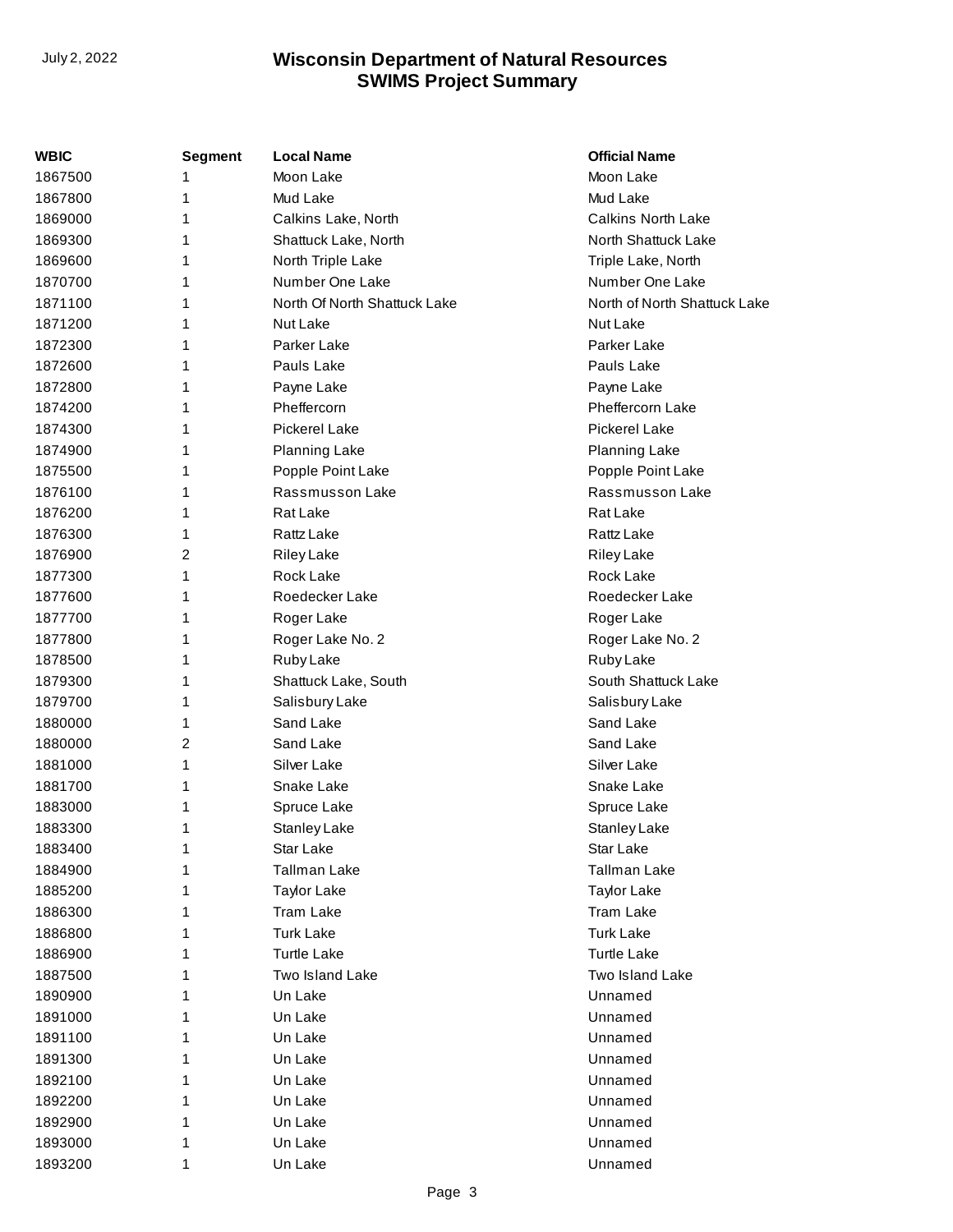| WBIC | Segment | Local Name | Official Name |
|---|---|---|---|
| 1867500 | 1 | Moon Lake | Moon Lake |
| 1867800 | 1 | Mud Lake | Mud Lake |
| 1869000 | 1 | Calkins Lake, North | Calkins North Lake |
| 1869300 | 1 | Shattuck Lake, North | North Shattuck Lake |
| 1869600 | 1 | North Triple Lake | Triple Lake, North |
| 1870700 | 1 | Number One Lake | Number One Lake |
| 1871100 | 1 | North Of North Shattuck Lake | North of North Shattuck Lake |
| 1871200 | 1 | Nut Lake | Nut Lake |
| 1872300 | 1 | Parker Lake | Parker Lake |
| 1872600 | 1 | Pauls Lake | Pauls Lake |
| 1872800 | 1 | Payne Lake | Payne Lake |
| 1874200 | 1 | Pheffercorn | Pheffercorn Lake |
| 1874300 | 1 | Pickerel Lake | Pickerel Lake |
| 1874900 | 1 | Planning Lake | Planning Lake |
| 1875500 | 1 | Popple Point Lake | Popple Point Lake |
| 1876100 | 1 | Rassmusson Lake | Rassmusson Lake |
| 1876200 | 1 | Rat Lake | Rat Lake |
| 1876300 | 1 | Rattz Lake | Rattz Lake |
| 1876900 | 2 | Riley Lake | Riley Lake |
| 1877300 | 1 | Rock Lake | Rock Lake |
| 1877600 | 1 | Roedecker Lake | Roedecker Lake |
| 1877700 | 1 | Roger Lake | Roger Lake |
| 1877800 | 1 | Roger Lake No. 2 | Roger Lake No. 2 |
| 1878500 | 1 | Ruby Lake | Ruby Lake |
| 1879300 | 1 | Shattuck Lake, South | South Shattuck Lake |
| 1879700 | 1 | Salisbury Lake | Salisbury Lake |
| 1880000 | 1 | Sand Lake | Sand Lake |
| 1880000 | 2 | Sand Lake | Sand Lake |
| 1881000 | 1 | Silver Lake | Silver Lake |
| 1881700 | 1 | Snake Lake | Snake Lake |
| 1883000 | 1 | Spruce Lake | Spruce Lake |
| 1883300 | 1 | Stanley Lake | Stanley Lake |
| 1883400 | 1 | Star Lake | Star Lake |
| 1884900 | 1 | Tallman Lake | Tallman Lake |
| 1885200 | 1 | Taylor Lake | Taylor Lake |
| 1886300 | 1 | Tram Lake | Tram Lake |
| 1886800 | 1 | Turk Lake | Turk Lake |
| 1886900 | 1 | Turtle Lake | Turtle Lake |
| 1887500 | 1 | Two Island Lake | Two Island Lake |
| 1890900 | 1 | Un Lake | Unnamed |
| 1891000 | 1 | Un Lake | Unnamed |
| 1891100 | 1 | Un Lake | Unnamed |
| 1891300 | 1 | Un Lake | Unnamed |
| 1892100 | 1 | Un Lake | Unnamed |
| 1892200 | 1 | Un Lake | Unnamed |
| 1892900 | 1 | Un Lake | Unnamed |
| 1893000 | 1 | Un Lake | Unnamed |
| 1893200 | 1 | Un Lake | Unnamed |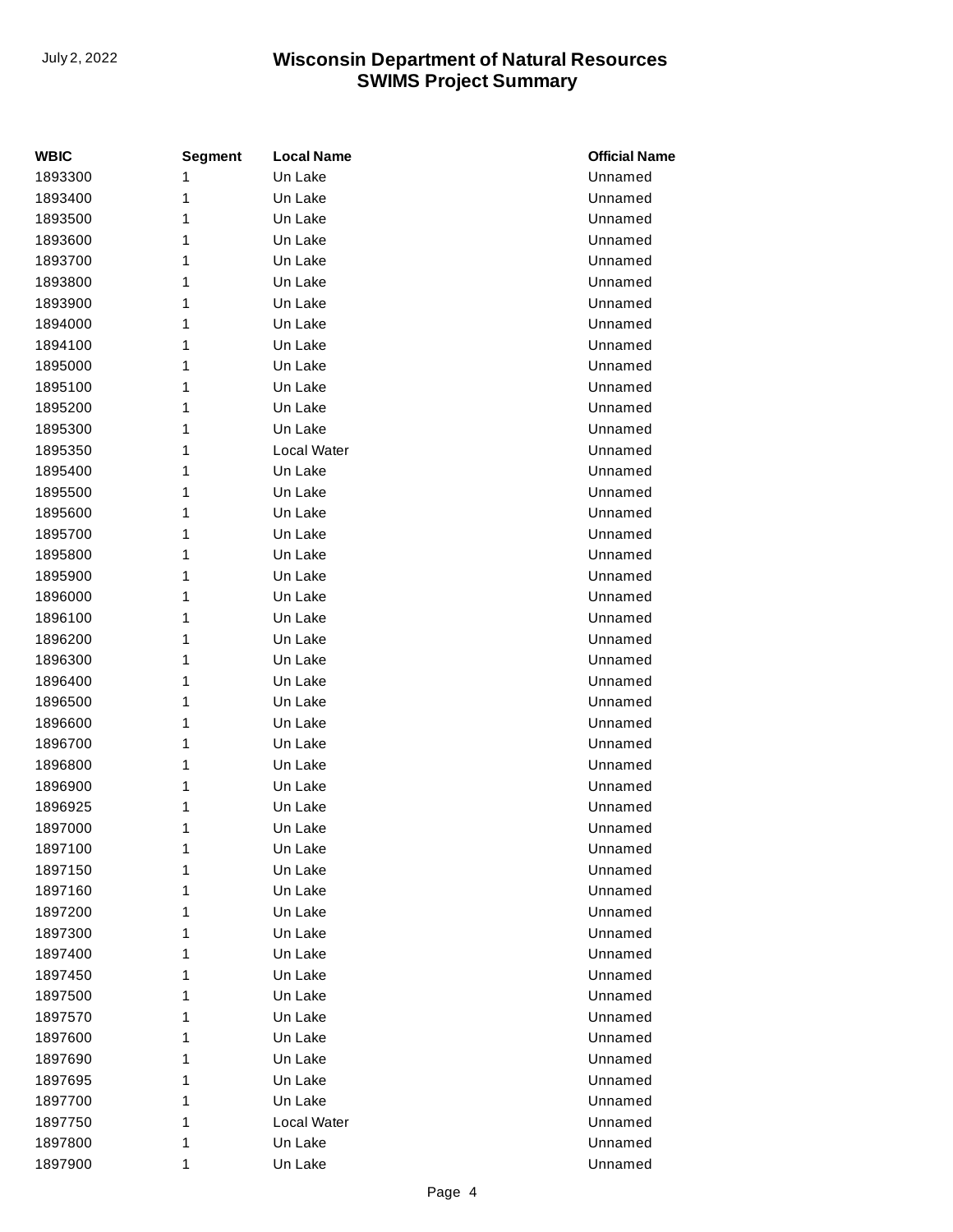| WBIC | Segment | Local Name | Official Name |
|---|---|---|---|
| 1893300 | 1 | Un Lake | Unnamed |
| 1893400 | 1 | Un Lake | Unnamed |
| 1893500 | 1 | Un Lake | Unnamed |
| 1893600 | 1 | Un Lake | Unnamed |
| 1893700 | 1 | Un Lake | Unnamed |
| 1893800 | 1 | Un Lake | Unnamed |
| 1893900 | 1 | Un Lake | Unnamed |
| 1894000 | 1 | Un Lake | Unnamed |
| 1894100 | 1 | Un Lake | Unnamed |
| 1895000 | 1 | Un Lake | Unnamed |
| 1895100 | 1 | Un Lake | Unnamed |
| 1895200 | 1 | Un Lake | Unnamed |
| 1895300 | 1 | Un Lake | Unnamed |
| 1895350 | 1 | Local Water | Unnamed |
| 1895400 | 1 | Un Lake | Unnamed |
| 1895500 | 1 | Un Lake | Unnamed |
| 1895600 | 1 | Un Lake | Unnamed |
| 1895700 | 1 | Un Lake | Unnamed |
| 1895800 | 1 | Un Lake | Unnamed |
| 1895900 | 1 | Un Lake | Unnamed |
| 1896000 | 1 | Un Lake | Unnamed |
| 1896100 | 1 | Un Lake | Unnamed |
| 1896200 | 1 | Un Lake | Unnamed |
| 1896300 | 1 | Un Lake | Unnamed |
| 1896400 | 1 | Un Lake | Unnamed |
| 1896500 | 1 | Un Lake | Unnamed |
| 1896600 | 1 | Un Lake | Unnamed |
| 1896700 | 1 | Un Lake | Unnamed |
| 1896800 | 1 | Un Lake | Unnamed |
| 1896900 | 1 | Un Lake | Unnamed |
| 1896925 | 1 | Un Lake | Unnamed |
| 1897000 | 1 | Un Lake | Unnamed |
| 1897100 | 1 | Un Lake | Unnamed |
| 1897150 | 1 | Un Lake | Unnamed |
| 1897160 | 1 | Un Lake | Unnamed |
| 1897200 | 1 | Un Lake | Unnamed |
| 1897300 | 1 | Un Lake | Unnamed |
| 1897400 | 1 | Un Lake | Unnamed |
| 1897450 | 1 | Un Lake | Unnamed |
| 1897500 | 1 | Un Lake | Unnamed |
| 1897570 | 1 | Un Lake | Unnamed |
| 1897600 | 1 | Un Lake | Unnamed |
| 1897690 | 1 | Un Lake | Unnamed |
| 1897695 | 1 | Un Lake | Unnamed |
| 1897700 | 1 | Un Lake | Unnamed |
| 1897750 | 1 | Local Water | Unnamed |
| 1897800 | 1 | Un Lake | Unnamed |
| 1897900 | 1 | Un Lake | Unnamed |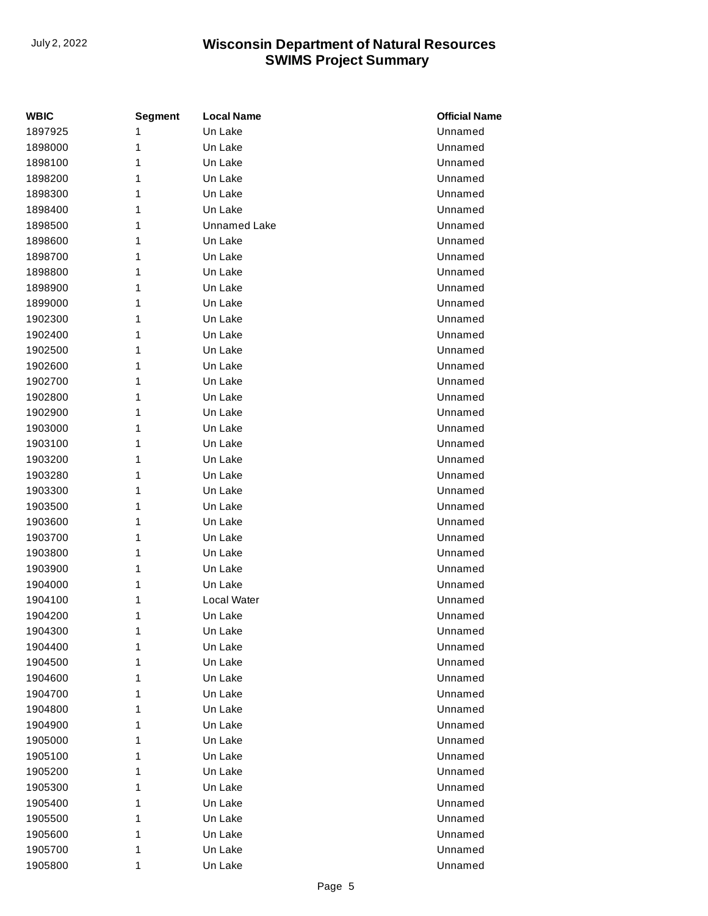| WBIC | Segment | Local Name | Official Name |
|---|---|---|---|
| 1897925 | 1 | Un Lake | Unnamed |
| 1898000 | 1 | Un Lake | Unnamed |
| 1898100 | 1 | Un Lake | Unnamed |
| 1898200 | 1 | Un Lake | Unnamed |
| 1898300 | 1 | Un Lake | Unnamed |
| 1898400 | 1 | Un Lake | Unnamed |
| 1898500 | 1 | Unnamed Lake | Unnamed |
| 1898600 | 1 | Un Lake | Unnamed |
| 1898700 | 1 | Un Lake | Unnamed |
| 1898800 | 1 | Un Lake | Unnamed |
| 1898900 | 1 | Un Lake | Unnamed |
| 1899000 | 1 | Un Lake | Unnamed |
| 1902300 | 1 | Un Lake | Unnamed |
| 1902400 | 1 | Un Lake | Unnamed |
| 1902500 | 1 | Un Lake | Unnamed |
| 1902600 | 1 | Un Lake | Unnamed |
| 1902700 | 1 | Un Lake | Unnamed |
| 1902800 | 1 | Un Lake | Unnamed |
| 1902900 | 1 | Un Lake | Unnamed |
| 1903000 | 1 | Un Lake | Unnamed |
| 1903100 | 1 | Un Lake | Unnamed |
| 1903200 | 1 | Un Lake | Unnamed |
| 1903280 | 1 | Un Lake | Unnamed |
| 1903300 | 1 | Un Lake | Unnamed |
| 1903500 | 1 | Un Lake | Unnamed |
| 1903600 | 1 | Un Lake | Unnamed |
| 1903700 | 1 | Un Lake | Unnamed |
| 1903800 | 1 | Un Lake | Unnamed |
| 1903900 | 1 | Un Lake | Unnamed |
| 1904000 | 1 | Un Lake | Unnamed |
| 1904100 | 1 | Local Water | Unnamed |
| 1904200 | 1 | Un Lake | Unnamed |
| 1904300 | 1 | Un Lake | Unnamed |
| 1904400 | 1 | Un Lake | Unnamed |
| 1904500 | 1 | Un Lake | Unnamed |
| 1904600 | 1 | Un Lake | Unnamed |
| 1904700 | 1 | Un Lake | Unnamed |
| 1904800 | 1 | Un Lake | Unnamed |
| 1904900 | 1 | Un Lake | Unnamed |
| 1905000 | 1 | Un Lake | Unnamed |
| 1905100 | 1 | Un Lake | Unnamed |
| 1905200 | 1 | Un Lake | Unnamed |
| 1905300 | 1 | Un Lake | Unnamed |
| 1905400 | 1 | Un Lake | Unnamed |
| 1905500 | 1 | Un Lake | Unnamed |
| 1905600 | 1 | Un Lake | Unnamed |
| 1905700 | 1 | Un Lake | Unnamed |
| 1905800 | 1 | Un Lake | Unnamed |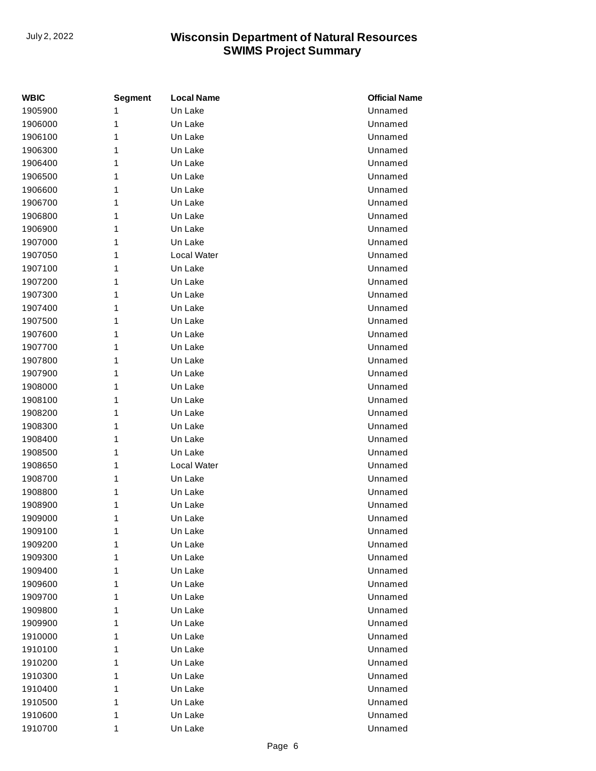| WBIC | Segment | Local Name | Official Name |
| --- | --- | --- | --- |
| 1905900 | 1 | Un Lake | Unnamed |
| 1906000 | 1 | Un Lake | Unnamed |
| 1906100 | 1 | Un Lake | Unnamed |
| 1906300 | 1 | Un Lake | Unnamed |
| 1906400 | 1 | Un Lake | Unnamed |
| 1906500 | 1 | Un Lake | Unnamed |
| 1906600 | 1 | Un Lake | Unnamed |
| 1906700 | 1 | Un Lake | Unnamed |
| 1906800 | 1 | Un Lake | Unnamed |
| 1906900 | 1 | Un Lake | Unnamed |
| 1907000 | 1 | Un Lake | Unnamed |
| 1907050 | 1 | Local Water | Unnamed |
| 1907100 | 1 | Un Lake | Unnamed |
| 1907200 | 1 | Un Lake | Unnamed |
| 1907300 | 1 | Un Lake | Unnamed |
| 1907400 | 1 | Un Lake | Unnamed |
| 1907500 | 1 | Un Lake | Unnamed |
| 1907600 | 1 | Un Lake | Unnamed |
| 1907700 | 1 | Un Lake | Unnamed |
| 1907800 | 1 | Un Lake | Unnamed |
| 1907900 | 1 | Un Lake | Unnamed |
| 1908000 | 1 | Un Lake | Unnamed |
| 1908100 | 1 | Un Lake | Unnamed |
| 1908200 | 1 | Un Lake | Unnamed |
| 1908300 | 1 | Un Lake | Unnamed |
| 1908400 | 1 | Un Lake | Unnamed |
| 1908500 | 1 | Un Lake | Unnamed |
| 1908650 | 1 | Local Water | Unnamed |
| 1908700 | 1 | Un Lake | Unnamed |
| 1908800 | 1 | Un Lake | Unnamed |
| 1908900 | 1 | Un Lake | Unnamed |
| 1909000 | 1 | Un Lake | Unnamed |
| 1909100 | 1 | Un Lake | Unnamed |
| 1909200 | 1 | Un Lake | Unnamed |
| 1909300 | 1 | Un Lake | Unnamed |
| 1909400 | 1 | Un Lake | Unnamed |
| 1909600 | 1 | Un Lake | Unnamed |
| 1909700 | 1 | Un Lake | Unnamed |
| 1909800 | 1 | Un Lake | Unnamed |
| 1909900 | 1 | Un Lake | Unnamed |
| 1910000 | 1 | Un Lake | Unnamed |
| 1910100 | 1 | Un Lake | Unnamed |
| 1910200 | 1 | Un Lake | Unnamed |
| 1910300 | 1 | Un Lake | Unnamed |
| 1910400 | 1 | Un Lake | Unnamed |
| 1910500 | 1 | Un Lake | Unnamed |
| 1910600 | 1 | Un Lake | Unnamed |
| 1910700 | 1 | Un Lake | Unnamed |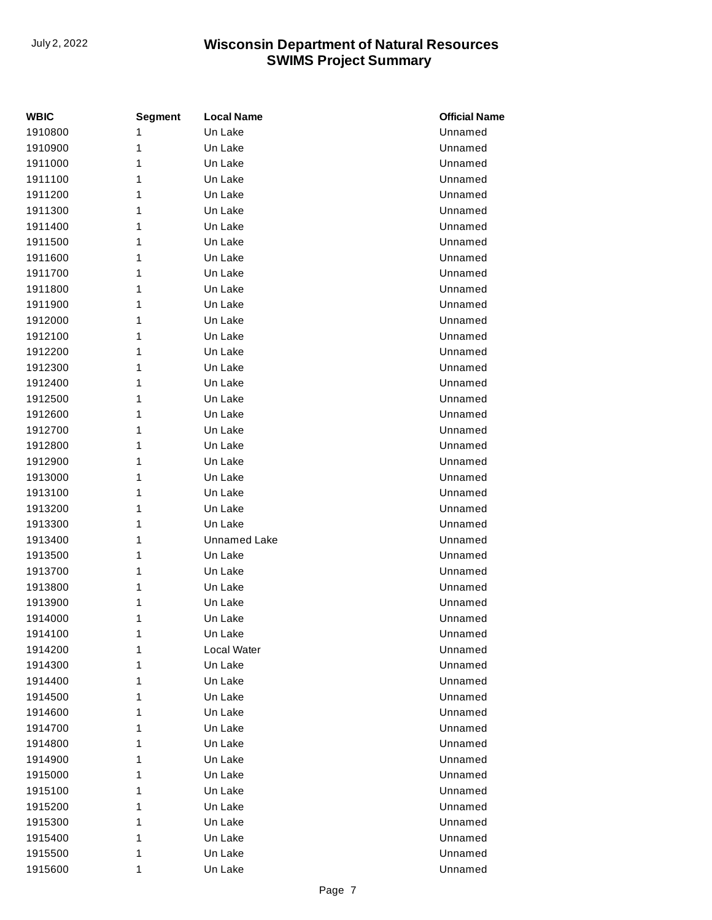| WBIC | Segment | Local Name | Official Name |
|---|---|---|---|
| 1910800 | 1 | Un Lake | Unnamed |
| 1910900 | 1 | Un Lake | Unnamed |
| 1911000 | 1 | Un Lake | Unnamed |
| 1911100 | 1 | Un Lake | Unnamed |
| 1911200 | 1 | Un Lake | Unnamed |
| 1911300 | 1 | Un Lake | Unnamed |
| 1911400 | 1 | Un Lake | Unnamed |
| 1911500 | 1 | Un Lake | Unnamed |
| 1911600 | 1 | Un Lake | Unnamed |
| 1911700 | 1 | Un Lake | Unnamed |
| 1911800 | 1 | Un Lake | Unnamed |
| 1911900 | 1 | Un Lake | Unnamed |
| 1912000 | 1 | Un Lake | Unnamed |
| 1912100 | 1 | Un Lake | Unnamed |
| 1912200 | 1 | Un Lake | Unnamed |
| 1912300 | 1 | Un Lake | Unnamed |
| 1912400 | 1 | Un Lake | Unnamed |
| 1912500 | 1 | Un Lake | Unnamed |
| 1912600 | 1 | Un Lake | Unnamed |
| 1912700 | 1 | Un Lake | Unnamed |
| 1912800 | 1 | Un Lake | Unnamed |
| 1912900 | 1 | Un Lake | Unnamed |
| 1913000 | 1 | Un Lake | Unnamed |
| 1913100 | 1 | Un Lake | Unnamed |
| 1913200 | 1 | Un Lake | Unnamed |
| 1913300 | 1 | Un Lake | Unnamed |
| 1913400 | 1 | Unnamed Lake | Unnamed |
| 1913500 | 1 | Un Lake | Unnamed |
| 1913700 | 1 | Un Lake | Unnamed |
| 1913800 | 1 | Un Lake | Unnamed |
| 1913900 | 1 | Un Lake | Unnamed |
| 1914000 | 1 | Un Lake | Unnamed |
| 1914100 | 1 | Un Lake | Unnamed |
| 1914200 | 1 | Local Water | Unnamed |
| 1914300 | 1 | Un Lake | Unnamed |
| 1914400 | 1 | Un Lake | Unnamed |
| 1914500 | 1 | Un Lake | Unnamed |
| 1914600 | 1 | Un Lake | Unnamed |
| 1914700 | 1 | Un Lake | Unnamed |
| 1914800 | 1 | Un Lake | Unnamed |
| 1914900 | 1 | Un Lake | Unnamed |
| 1915000 | 1 | Un Lake | Unnamed |
| 1915100 | 1 | Un Lake | Unnamed |
| 1915200 | 1 | Un Lake | Unnamed |
| 1915300 | 1 | Un Lake | Unnamed |
| 1915400 | 1 | Un Lake | Unnamed |
| 1915500 | 1 | Un Lake | Unnamed |
| 1915600 | 1 | Un Lake | Unnamed |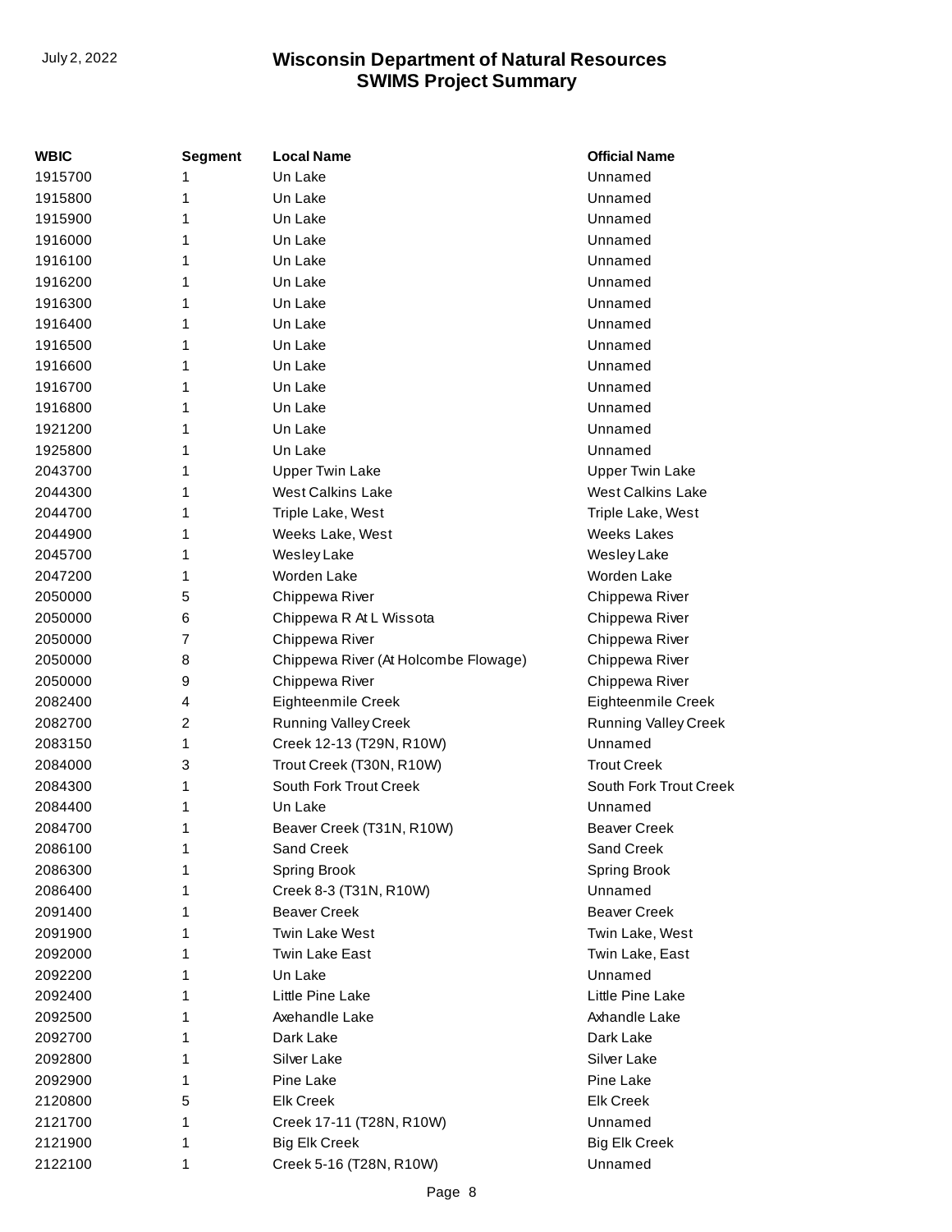| WBIC | Segment | Local Name | Official Name |
| --- | --- | --- | --- |
| 1915700 | 1 | Un Lake | Unnamed |
| 1915800 | 1 | Un Lake | Unnamed |
| 1915900 | 1 | Un Lake | Unnamed |
| 1916000 | 1 | Un Lake | Unnamed |
| 1916100 | 1 | Un Lake | Unnamed |
| 1916200 | 1 | Un Lake | Unnamed |
| 1916300 | 1 | Un Lake | Unnamed |
| 1916400 | 1 | Un Lake | Unnamed |
| 1916500 | 1 | Un Lake | Unnamed |
| 1916600 | 1 | Un Lake | Unnamed |
| 1916700 | 1 | Un Lake | Unnamed |
| 1916800 | 1 | Un Lake | Unnamed |
| 1921200 | 1 | Un Lake | Unnamed |
| 1925800 | 1 | Un Lake | Unnamed |
| 2043700 | 1 | Upper Twin Lake | Upper Twin Lake |
| 2044300 | 1 | West Calkins Lake | West Calkins Lake |
| 2044700 | 1 | Triple Lake, West | Triple Lake, West |
| 2044900 | 1 | Weeks Lake, West | Weeks Lakes |
| 2045700 | 1 | Wesley Lake | Wesley Lake |
| 2047200 | 1 | Worden Lake | Worden Lake |
| 2050000 | 5 | Chippewa River | Chippewa River |
| 2050000 | 6 | Chippewa R At L Wissota | Chippewa River |
| 2050000 | 7 | Chippewa River | Chippewa River |
| 2050000 | 8 | Chippewa River (At Holcombe Flowage) | Chippewa River |
| 2050000 | 9 | Chippewa River | Chippewa River |
| 2082400 | 4 | Eighteenmile Creek | Eighteenmile Creek |
| 2082700 | 2 | Running Valley Creek | Running Valley Creek |
| 2083150 | 1 | Creek 12-13 (T29N, R10W) | Unnamed |
| 2084000 | 3 | Trout Creek (T30N, R10W) | Trout Creek |
| 2084300 | 1 | South Fork Trout Creek | South Fork Trout Creek |
| 2084400 | 1 | Un Lake | Unnamed |
| 2084700 | 1 | Beaver Creek (T31N, R10W) | Beaver Creek |
| 2086100 | 1 | Sand Creek | Sand Creek |
| 2086300 | 1 | Spring Brook | Spring Brook |
| 2086400 | 1 | Creek 8-3 (T31N, R10W) | Unnamed |
| 2091400 | 1 | Beaver Creek | Beaver Creek |
| 2091900 | 1 | Twin Lake West | Twin Lake, West |
| 2092000 | 1 | Twin Lake East | Twin Lake, East |
| 2092200 | 1 | Un Lake | Unnamed |
| 2092400 | 1 | Little Pine Lake | Little Pine Lake |
| 2092500 | 1 | Axehandle Lake | Axhandle Lake |
| 2092700 | 1 | Dark Lake | Dark Lake |
| 2092800 | 1 | Silver Lake | Silver Lake |
| 2092900 | 1 | Pine Lake | Pine Lake |
| 2120800 | 5 | Elk Creek | Elk Creek |
| 2121700 | 1 | Creek 17-11 (T28N, R10W) | Unnamed |
| 2121900 | 1 | Big Elk Creek | Big Elk Creek |
| 2122100 | 1 | Creek 5-16 (T28N, R10W) | Unnamed |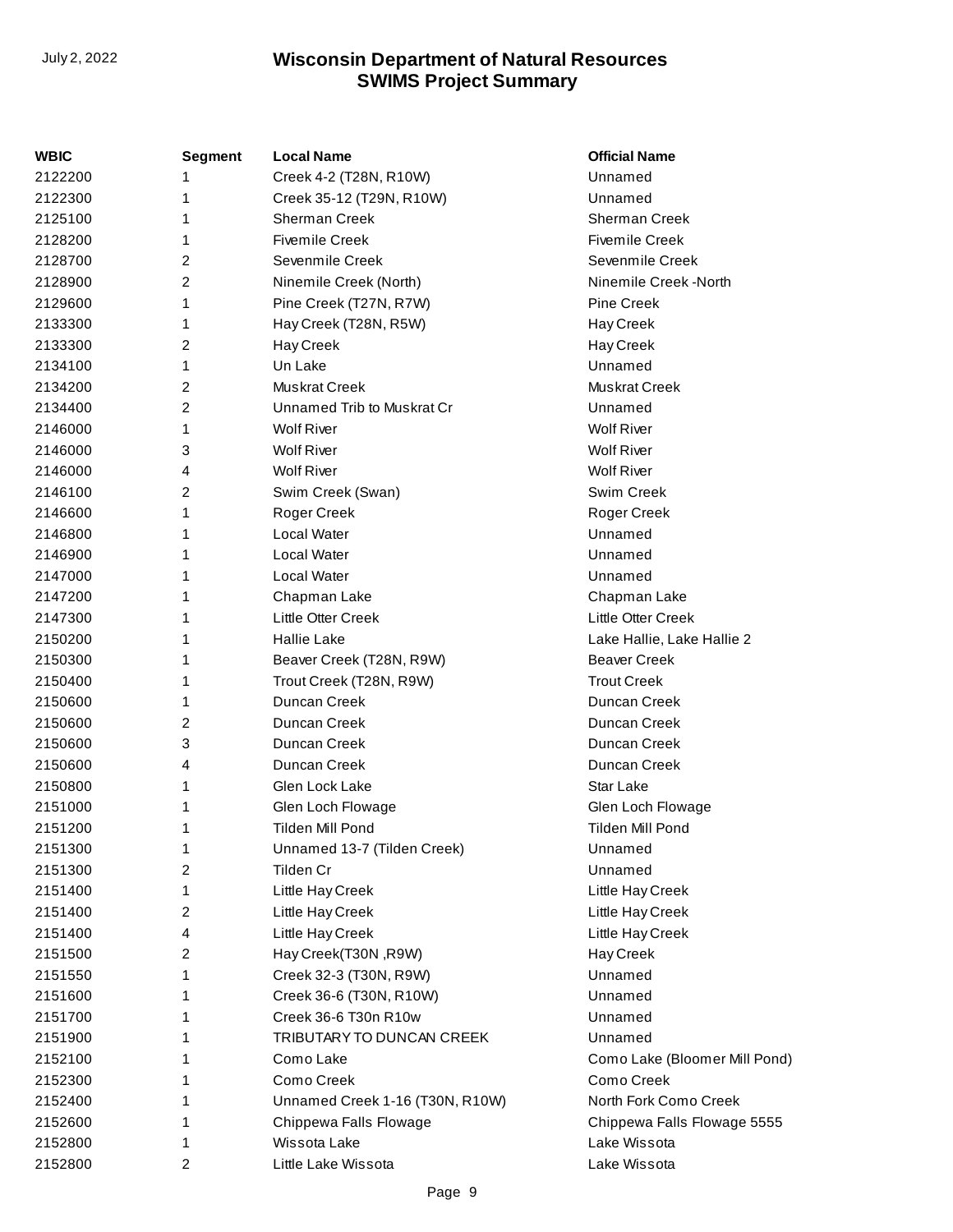| WBIC | Segment | Local Name | Official Name |
|---|---|---|---|
| 2122200 | 1 | Creek 4-2 (T28N, R10W) | Unnamed |
| 2122300 | 1 | Creek 35-12 (T29N, R10W) | Unnamed |
| 2125100 | 1 | Sherman Creek | Sherman Creek |
| 2128200 | 1 | Fivemile Creek | Fivemile Creek |
| 2128700 | 2 | Sevenmile Creek | Sevenmile Creek |
| 2128900 | 2 | Ninemile Creek (North) | Ninemile Creek -North |
| 2129600 | 1 | Pine Creek (T27N, R7W) | Pine Creek |
| 2133300 | 1 | Hay Creek (T28N, R5W) | Hay Creek |
| 2133300 | 2 | Hay Creek | Hay Creek |
| 2134100 | 1 | Un Lake | Unnamed |
| 2134200 | 2 | Muskrat Creek | Muskrat Creek |
| 2134400 | 2 | Unnamed Trib to Muskrat Cr | Unnamed |
| 2146000 | 1 | Wolf River | Wolf River |
| 2146000 | 3 | Wolf River | Wolf River |
| 2146000 | 4 | Wolf River | Wolf River |
| 2146100 | 2 | Swim Creek (Swan) | Swim Creek |
| 2146600 | 1 | Roger Creek | Roger Creek |
| 2146800 | 1 | Local Water | Unnamed |
| 2146900 | 1 | Local Water | Unnamed |
| 2147000 | 1 | Local Water | Unnamed |
| 2147200 | 1 | Chapman Lake | Chapman Lake |
| 2147300 | 1 | Little Otter Creek | Little Otter Creek |
| 2150200 | 1 | Hallie Lake | Lake Hallie, Lake Hallie 2 |
| 2150300 | 1 | Beaver Creek (T28N, R9W) | Beaver Creek |
| 2150400 | 1 | Trout Creek (T28N, R9W) | Trout Creek |
| 2150600 | 1 | Duncan Creek | Duncan Creek |
| 2150600 | 2 | Duncan Creek | Duncan Creek |
| 2150600 | 3 | Duncan Creek | Duncan Creek |
| 2150600 | 4 | Duncan Creek | Duncan Creek |
| 2150800 | 1 | Glen Lock Lake | Star Lake |
| 2151000 | 1 | Glen Loch Flowage | Glen Loch Flowage |
| 2151200 | 1 | Tilden Mill Pond | Tilden Mill Pond |
| 2151300 | 1 | Unnamed 13-7 (Tilden Creek) | Unnamed |
| 2151300 | 2 | Tilden Cr | Unnamed |
| 2151400 | 1 | Little Hay Creek | Little Hay Creek |
| 2151400 | 2 | Little Hay Creek | Little Hay Creek |
| 2151400 | 4 | Little Hay Creek | Little Hay Creek |
| 2151500 | 2 | Hay Creek(T30N ,R9W) | Hay Creek |
| 2151550 | 1 | Creek 32-3 (T30N, R9W) | Unnamed |
| 2151600 | 1 | Creek 36-6 (T30N, R10W) | Unnamed |
| 2151700 | 1 | Creek 36-6 T30n R10w | Unnamed |
| 2151900 | 1 | TRIBUTARY TO DUNCAN CREEK | Unnamed |
| 2152100 | 1 | Como Lake | Como Lake (Bloomer Mill Pond) |
| 2152300 | 1 | Como Creek | Como Creek |
| 2152400 | 1 | Unnamed Creek 1-16 (T30N, R10W) | North Fork Como Creek |
| 2152600 | 1 | Chippewa Falls Flowage | Chippewa Falls Flowage 5555 |
| 2152800 | 1 | Wissota Lake | Lake Wissota |
| 2152800 | 2 | Little Lake Wissota | Lake Wissota |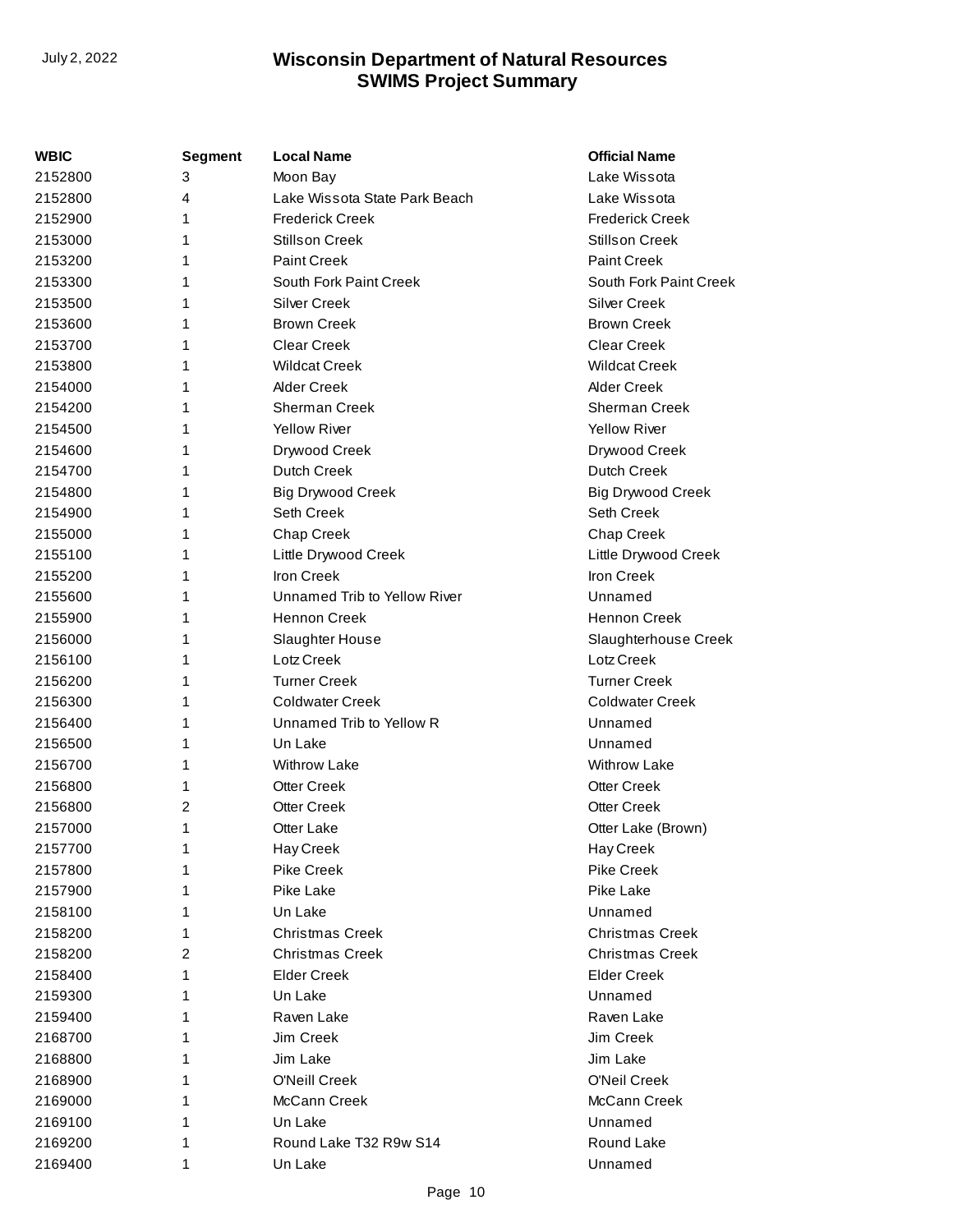| WBIC | Segment | Local Name | Official Name |
| --- | --- | --- | --- |
| 2152800 | 3 | Moon Bay | Lake Wissota |
| 2152800 | 4 | Lake Wissota State Park Beach | Lake Wissota |
| 2152900 | 1 | Frederick Creek | Frederick Creek |
| 2153000 | 1 | Stillson Creek | Stillson Creek |
| 2153200 | 1 | Paint Creek | Paint Creek |
| 2153300 | 1 | South Fork Paint Creek | South Fork Paint Creek |
| 2153500 | 1 | Silver Creek | Silver Creek |
| 2153600 | 1 | Brown Creek | Brown Creek |
| 2153700 | 1 | Clear Creek | Clear Creek |
| 2153800 | 1 | Wildcat Creek | Wildcat Creek |
| 2154000 | 1 | Alder Creek | Alder Creek |
| 2154200 | 1 | Sherman Creek | Sherman Creek |
| 2154500 | 1 | Yellow River | Yellow River |
| 2154600 | 1 | Drywood Creek | Drywood Creek |
| 2154700 | 1 | Dutch Creek | Dutch Creek |
| 2154800 | 1 | Big Drywood Creek | Big Drywood Creek |
| 2154900 | 1 | Seth Creek | Seth Creek |
| 2155000 | 1 | Chap Creek | Chap Creek |
| 2155100 | 1 | Little Drywood Creek | Little Drywood Creek |
| 2155200 | 1 | Iron Creek | Iron Creek |
| 2155600 | 1 | Unnamed Trib to Yellow River | Unnamed |
| 2155900 | 1 | Hennon Creek | Hennon Creek |
| 2156000 | 1 | Slaughter House | Slaughterhouse Creek |
| 2156100 | 1 | Lotz Creek | Lotz Creek |
| 2156200 | 1 | Turner Creek | Turner Creek |
| 2156300 | 1 | Coldwater Creek | Coldwater Creek |
| 2156400 | 1 | Unnamed Trib to Yellow R | Unnamed |
| 2156500 | 1 | Un Lake | Unnamed |
| 2156700 | 1 | Withrow Lake | Withrow Lake |
| 2156800 | 1 | Otter Creek | Otter Creek |
| 2156800 | 2 | Otter Creek | Otter Creek |
| 2157000 | 1 | Otter Lake | Otter Lake (Brown) |
| 2157700 | 1 | Hay Creek | Hay Creek |
| 2157800 | 1 | Pike Creek | Pike Creek |
| 2157900 | 1 | Pike Lake | Pike Lake |
| 2158100 | 1 | Un Lake | Unnamed |
| 2158200 | 1 | Christmas Creek | Christmas Creek |
| 2158200 | 2 | Christmas Creek | Christmas Creek |
| 2158400 | 1 | Elder Creek | Elder Creek |
| 2159300 | 1 | Un Lake | Unnamed |
| 2159400 | 1 | Raven Lake | Raven Lake |
| 2168700 | 1 | Jim Creek | Jim Creek |
| 2168800 | 1 | Jim Lake | Jim Lake |
| 2168900 | 1 | O'Neill Creek | O'Neil Creek |
| 2169000 | 1 | McCann Creek | McCann Creek |
| 2169100 | 1 | Un Lake | Unnamed |
| 2169200 | 1 | Round Lake T32 R9w S14 | Round Lake |
| 2169400 | 1 | Un Lake | Unnamed |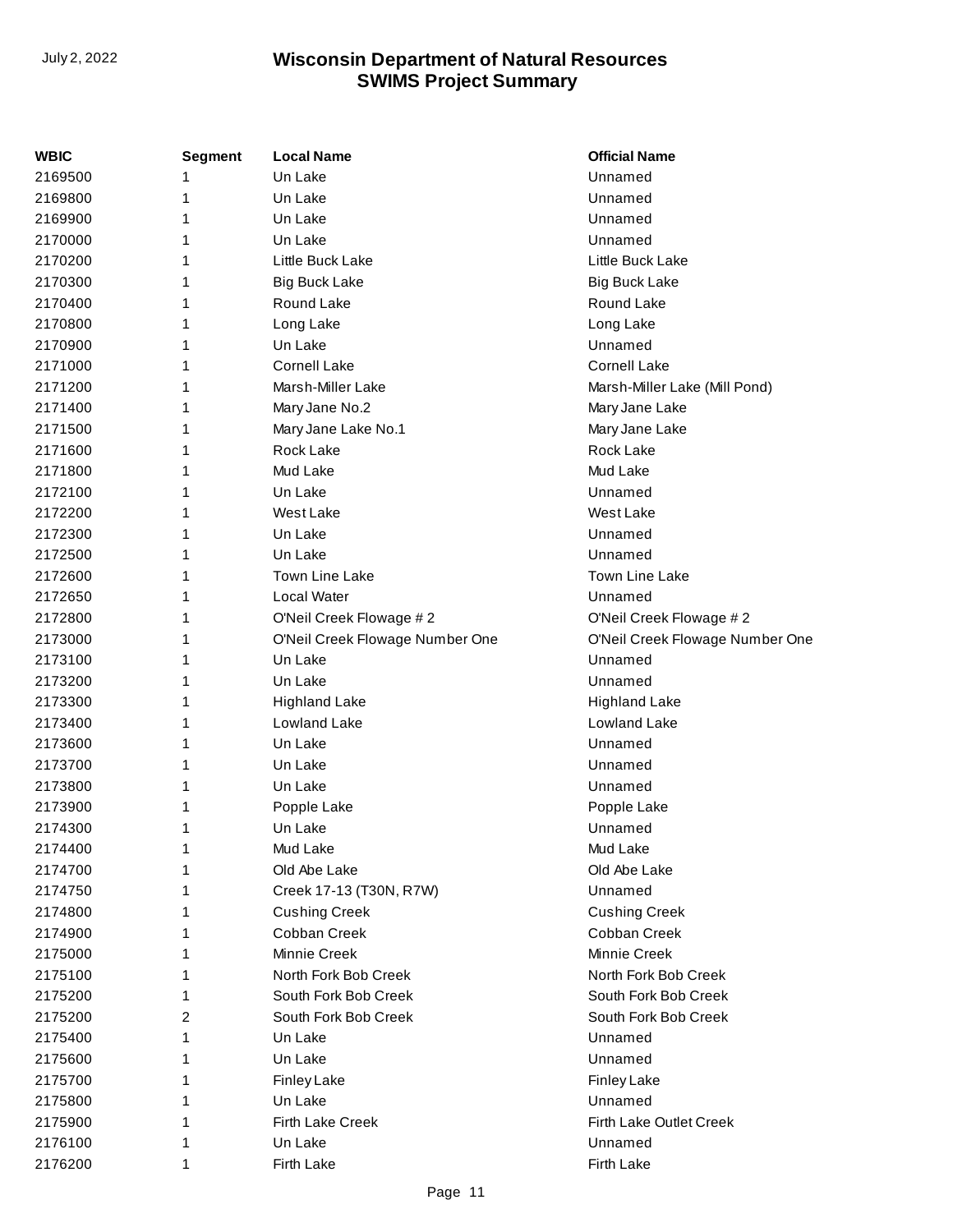| WBIC | Segment | Local Name | Official Name |
|---|---|---|---|
| 2169500 | 1 | Un Lake | Unnamed |
| 2169800 | 1 | Un Lake | Unnamed |
| 2169900 | 1 | Un Lake | Unnamed |
| 2170000 | 1 | Un Lake | Unnamed |
| 2170200 | 1 | Little Buck Lake | Little Buck Lake |
| 2170300 | 1 | Big Buck Lake | Big Buck Lake |
| 2170400 | 1 | Round Lake | Round Lake |
| 2170800 | 1 | Long Lake | Long Lake |
| 2170900 | 1 | Un Lake | Unnamed |
| 2171000 | 1 | Cornell Lake | Cornell Lake |
| 2171200 | 1 | Marsh-Miller Lake | Marsh-Miller Lake (Mill Pond) |
| 2171400 | 1 | Mary Jane No.2 | Mary Jane Lake |
| 2171500 | 1 | Mary Jane Lake No.1 | Mary Jane Lake |
| 2171600 | 1 | Rock Lake | Rock Lake |
| 2171800 | 1 | Mud Lake | Mud Lake |
| 2172100 | 1 | Un Lake | Unnamed |
| 2172200 | 1 | West Lake | West Lake |
| 2172300 | 1 | Un Lake | Unnamed |
| 2172500 | 1 | Un Lake | Unnamed |
| 2172600 | 1 | Town Line Lake | Town Line Lake |
| 2172650 | 1 | Local Water | Unnamed |
| 2172800 | 1 | O'Neil Creek Flowage # 2 | O'Neil Creek Flowage # 2 |
| 2173000 | 1 | O'Neil Creek Flowage Number One | O'Neil Creek Flowage Number One |
| 2173100 | 1 | Un Lake | Unnamed |
| 2173200 | 1 | Un Lake | Unnamed |
| 2173300 | 1 | Highland Lake | Highland Lake |
| 2173400 | 1 | Lowland Lake | Lowland Lake |
| 2173600 | 1 | Un Lake | Unnamed |
| 2173700 | 1 | Un Lake | Unnamed |
| 2173800 | 1 | Un Lake | Unnamed |
| 2173900 | 1 | Popple Lake | Popple Lake |
| 2174300 | 1 | Un Lake | Unnamed |
| 2174400 | 1 | Mud Lake | Mud Lake |
| 2174700 | 1 | Old Abe Lake | Old Abe Lake |
| 2174750 | 1 | Creek 17-13 (T30N, R7W) | Unnamed |
| 2174800 | 1 | Cushing Creek | Cushing Creek |
| 2174900 | 1 | Cobban Creek | Cobban Creek |
| 2175000 | 1 | Minnie Creek | Minnie Creek |
| 2175100 | 1 | North Fork Bob Creek | North Fork Bob Creek |
| 2175200 | 1 | South Fork Bob Creek | South Fork Bob Creek |
| 2175200 | 2 | South Fork Bob Creek | South Fork Bob Creek |
| 2175400 | 1 | Un Lake | Unnamed |
| 2175600 | 1 | Un Lake | Unnamed |
| 2175700 | 1 | Finley Lake | Finley Lake |
| 2175800 | 1 | Un Lake | Unnamed |
| 2175900 | 1 | Firth Lake Creek | Firth Lake Outlet Creek |
| 2176100 | 1 | Un Lake | Unnamed |
| 2176200 | 1 | Firth Lake | Firth Lake |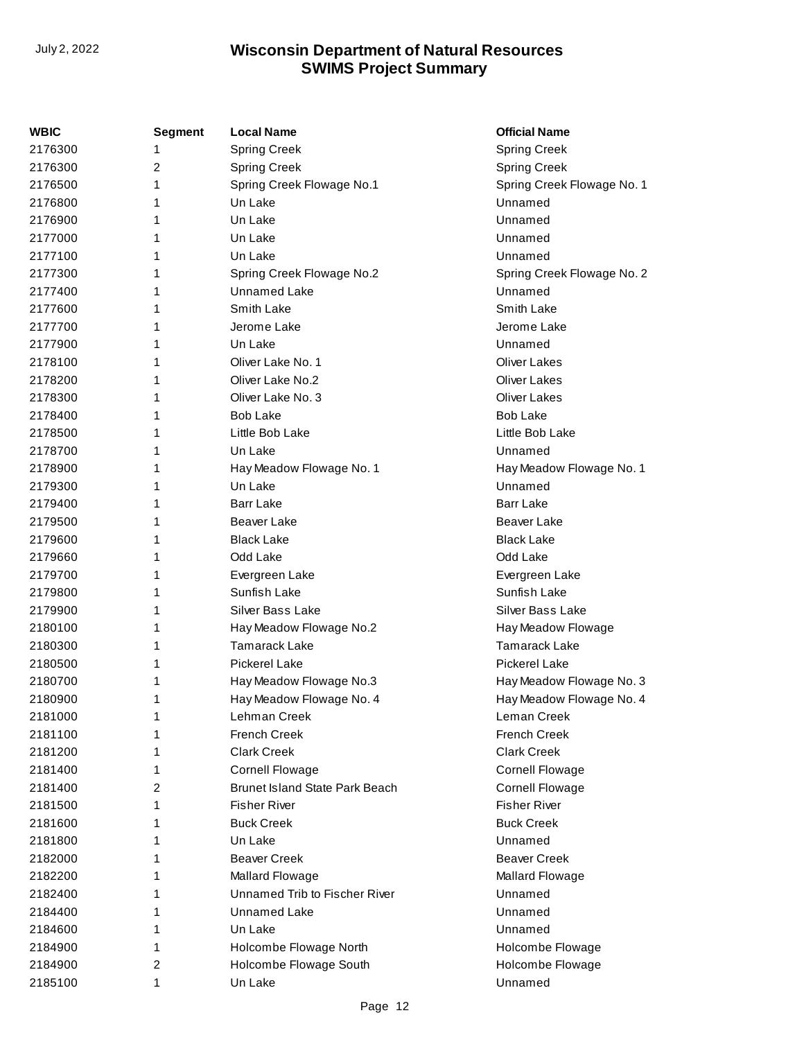| WBIC | Segment | Local Name | Official Name |
|---|---|---|---|
| 2176300 | 1 | Spring Creek | Spring Creek |
| 2176300 | 2 | Spring Creek | Spring Creek |
| 2176500 | 1 | Spring Creek Flowage No.1 | Spring Creek Flowage No. 1 |
| 2176800 | 1 | Un Lake | Unnamed |
| 2176900 | 1 | Un Lake | Unnamed |
| 2177000 | 1 | Un Lake | Unnamed |
| 2177100 | 1 | Un Lake | Unnamed |
| 2177300 | 1 | Spring Creek Flowage No.2 | Spring Creek Flowage No. 2 |
| 2177400 | 1 | Unnamed Lake | Unnamed |
| 2177600 | 1 | Smith Lake | Smith Lake |
| 2177700 | 1 | Jerome Lake | Jerome Lake |
| 2177900 | 1 | Un Lake | Unnamed |
| 2178100 | 1 | Oliver Lake No. 1 | Oliver Lakes |
| 2178200 | 1 | Oliver Lake No.2 | Oliver Lakes |
| 2178300 | 1 | Oliver Lake No. 3 | Oliver Lakes |
| 2178400 | 1 | Bob Lake | Bob Lake |
| 2178500 | 1 | Little Bob Lake | Little Bob Lake |
| 2178700 | 1 | Un Lake | Unnamed |
| 2178900 | 1 | Hay Meadow Flowage No. 1 | Hay Meadow Flowage No. 1 |
| 2179300 | 1 | Un Lake | Unnamed |
| 2179400 | 1 | Barr Lake | Barr Lake |
| 2179500 | 1 | Beaver Lake | Beaver Lake |
| 2179600 | 1 | Black Lake | Black Lake |
| 2179660 | 1 | Odd Lake | Odd Lake |
| 2179700 | 1 | Evergreen Lake | Evergreen Lake |
| 2179800 | 1 | Sunfish Lake | Sunfish Lake |
| 2179900 | 1 | Silver Bass Lake | Silver Bass Lake |
| 2180100 | 1 | Hay Meadow Flowage No.2 | Hay Meadow Flowage |
| 2180300 | 1 | Tamarack Lake | Tamarack Lake |
| 2180500 | 1 | Pickerel Lake | Pickerel Lake |
| 2180700 | 1 | Hay Meadow Flowage No.3 | Hay Meadow Flowage No. 3 |
| 2180900 | 1 | Hay Meadow Flowage No. 4 | Hay Meadow Flowage No. 4 |
| 2181000 | 1 | Lehman Creek | Leman Creek |
| 2181100 | 1 | French Creek | French Creek |
| 2181200 | 1 | Clark Creek | Clark Creek |
| 2181400 | 1 | Cornell Flowage | Cornell Flowage |
| 2181400 | 2 | Brunet Island State Park Beach | Cornell Flowage |
| 2181500 | 1 | Fisher River | Fisher River |
| 2181600 | 1 | Buck Creek | Buck Creek |
| 2181800 | 1 | Un Lake | Unnamed |
| 2182000 | 1 | Beaver Creek | Beaver Creek |
| 2182200 | 1 | Mallard Flowage | Mallard Flowage |
| 2182400 | 1 | Unnamed Trib to Fischer River | Unnamed |
| 2184400 | 1 | Unnamed Lake | Unnamed |
| 2184600 | 1 | Un Lake | Unnamed |
| 2184900 | 1 | Holcombe Flowage North | Holcombe Flowage |
| 2184900 | 2 | Holcombe Flowage South | Holcombe Flowage |
| 2185100 | 1 | Un Lake | Unnamed |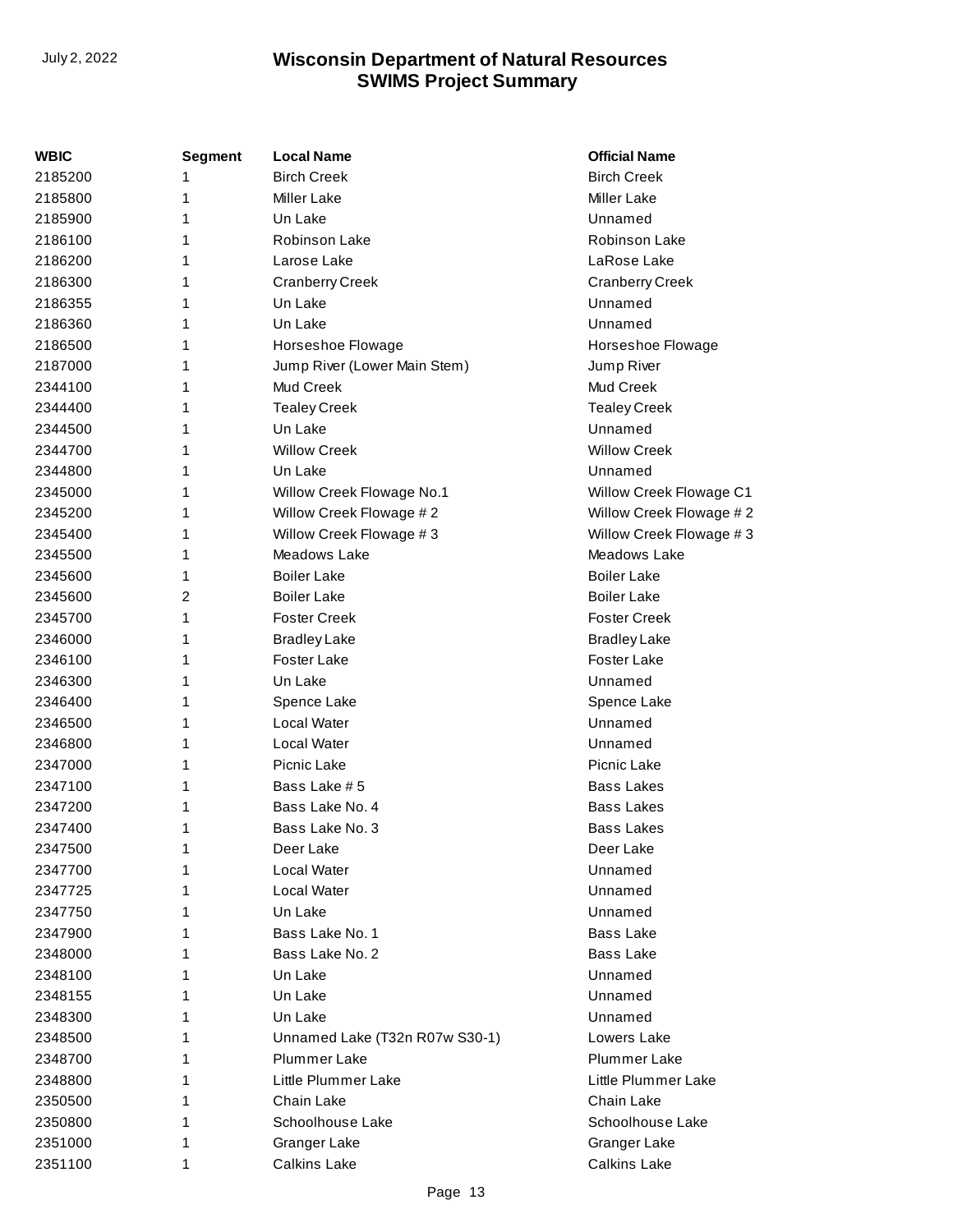| WBIC | Segment | Local Name | Official Name |
|---|---|---|---|
| 2185200 | 1 | Birch Creek | Birch Creek |
| 2185800 | 1 | Miller Lake | Miller Lake |
| 2185900 | 1 | Un Lake | Unnamed |
| 2186100 | 1 | Robinson Lake | Robinson Lake |
| 2186200 | 1 | Larose Lake | LaRose Lake |
| 2186300 | 1 | Cranberry Creek | Cranberry Creek |
| 2186355 | 1 | Un Lake | Unnamed |
| 2186360 | 1 | Un Lake | Unnamed |
| 2186500 | 1 | Horseshoe Flowage | Horseshoe Flowage |
| 2187000 | 1 | Jump River (Lower Main Stem) | Jump River |
| 2344100 | 1 | Mud Creek | Mud Creek |
| 2344400 | 1 | Tealey Creek | Tealey Creek |
| 2344500 | 1 | Un Lake | Unnamed |
| 2344700 | 1 | Willow Creek | Willow Creek |
| 2344800 | 1 | Un Lake | Unnamed |
| 2345000 | 1 | Willow Creek Flowage No.1 | Willow Creek Flowage C1 |
| 2345200 | 1 | Willow Creek Flowage # 2 | Willow Creek Flowage # 2 |
| 2345400 | 1 | Willow Creek Flowage # 3 | Willow Creek Flowage # 3 |
| 2345500 | 1 | Meadows Lake | Meadows Lake |
| 2345600 | 1 | Boiler Lake | Boiler Lake |
| 2345600 | 2 | Boiler Lake | Boiler Lake |
| 2345700 | 1 | Foster Creek | Foster Creek |
| 2346000 | 1 | Bradley Lake | Bradley Lake |
| 2346100 | 1 | Foster Lake | Foster Lake |
| 2346300 | 1 | Un Lake | Unnamed |
| 2346400 | 1 | Spence Lake | Spence Lake |
| 2346500 | 1 | Local Water | Unnamed |
| 2346800 | 1 | Local Water | Unnamed |
| 2347000 | 1 | Picnic Lake | Picnic Lake |
| 2347100 | 1 | Bass Lake # 5 | Bass Lakes |
| 2347200 | 1 | Bass Lake No. 4 | Bass Lakes |
| 2347400 | 1 | Bass Lake No. 3 | Bass Lakes |
| 2347500 | 1 | Deer Lake | Deer Lake |
| 2347700 | 1 | Local Water | Unnamed |
| 2347725 | 1 | Local Water | Unnamed |
| 2347750 | 1 | Un Lake | Unnamed |
| 2347900 | 1 | Bass Lake No. 1 | Bass Lake |
| 2348000 | 1 | Bass Lake No. 2 | Bass Lake |
| 2348100 | 1 | Un Lake | Unnamed |
| 2348155 | 1 | Un Lake | Unnamed |
| 2348300 | 1 | Un Lake | Unnamed |
| 2348500 | 1 | Unnamed Lake (T32n R07w S30-1) | Lowers Lake |
| 2348700 | 1 | Plummer Lake | Plummer Lake |
| 2348800 | 1 | Little Plummer Lake | Little Plummer Lake |
| 2350500 | 1 | Chain Lake | Chain Lake |
| 2350800 | 1 | Schoolhouse Lake | Schoolhouse Lake |
| 2351000 | 1 | Granger Lake | Granger Lake |
| 2351100 | 1 | Calkins Lake | Calkins Lake |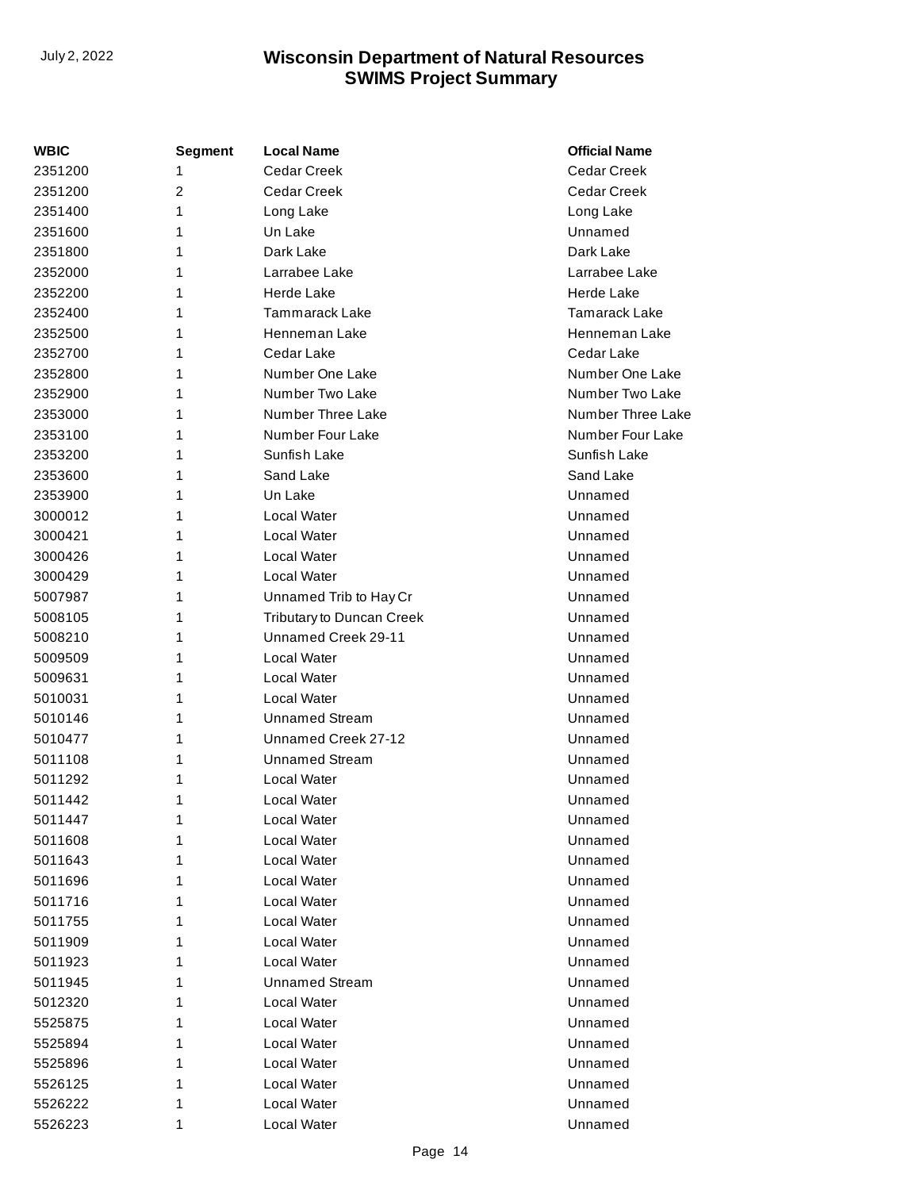| WBIC | Segment | Local Name | Official Name |
| --- | --- | --- | --- |
| 2351200 | 1 | Cedar Creek | Cedar Creek |
| 2351200 | 2 | Cedar Creek | Cedar Creek |
| 2351400 | 1 | Long Lake | Long Lake |
| 2351600 | 1 | Un Lake | Unnamed |
| 2351800 | 1 | Dark Lake | Dark Lake |
| 2352000 | 1 | Larrabee Lake | Larrabee Lake |
| 2352200 | 1 | Herde Lake | Herde Lake |
| 2352400 | 1 | Tammarack Lake | Tamarack Lake |
| 2352500 | 1 | Henneman Lake | Henneman Lake |
| 2352700 | 1 | Cedar Lake | Cedar Lake |
| 2352800 | 1 | Number One Lake | Number One Lake |
| 2352900 | 1 | Number Two Lake | Number Two Lake |
| 2353000 | 1 | Number Three Lake | Number Three Lake |
| 2353100 | 1 | Number Four Lake | Number Four Lake |
| 2353200 | 1 | Sunfish Lake | Sunfish Lake |
| 2353600 | 1 | Sand Lake | Sand Lake |
| 2353900 | 1 | Un Lake | Unnamed |
| 3000012 | 1 | Local Water | Unnamed |
| 3000421 | 1 | Local Water | Unnamed |
| 3000426 | 1 | Local Water | Unnamed |
| 3000429 | 1 | Local Water | Unnamed |
| 5007987 | 1 | Unnamed Trib to Hay Cr | Unnamed |
| 5008105 | 1 | Tributary to Duncan Creek | Unnamed |
| 5008210 | 1 | Unnamed Creek 29-11 | Unnamed |
| 5009509 | 1 | Local Water | Unnamed |
| 5009631 | 1 | Local Water | Unnamed |
| 5010031 | 1 | Local Water | Unnamed |
| 5010146 | 1 | Unnamed Stream | Unnamed |
| 5010477 | 1 | Unnamed Creek 27-12 | Unnamed |
| 5011108 | 1 | Unnamed Stream | Unnamed |
| 5011292 | 1 | Local Water | Unnamed |
| 5011442 | 1 | Local Water | Unnamed |
| 5011447 | 1 | Local Water | Unnamed |
| 5011608 | 1 | Local Water | Unnamed |
| 5011643 | 1 | Local Water | Unnamed |
| 5011696 | 1 | Local Water | Unnamed |
| 5011716 | 1 | Local Water | Unnamed |
| 5011755 | 1 | Local Water | Unnamed |
| 5011909 | 1 | Local Water | Unnamed |
| 5011923 | 1 | Local Water | Unnamed |
| 5011945 | 1 | Unnamed Stream | Unnamed |
| 5012320 | 1 | Local Water | Unnamed |
| 5525875 | 1 | Local Water | Unnamed |
| 5525894 | 1 | Local Water | Unnamed |
| 5525896 | 1 | Local Water | Unnamed |
| 5526125 | 1 | Local Water | Unnamed |
| 5526222 | 1 | Local Water | Unnamed |
| 5526223 | 1 | Local Water | Unnamed |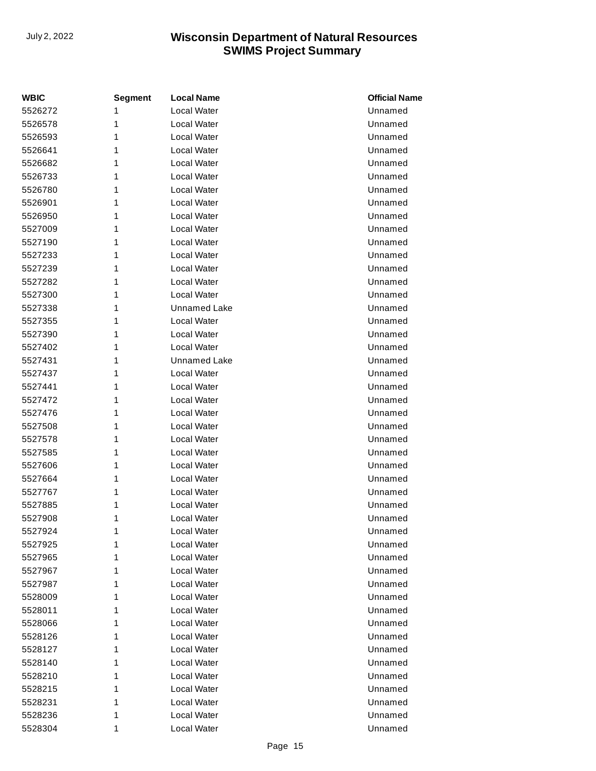| WBIC | Segment | Local Name | Official Name |
|---|---|---|---|
| 5526272 | 1 | Local Water | Unnamed |
| 5526578 | 1 | Local Water | Unnamed |
| 5526593 | 1 | Local Water | Unnamed |
| 5526641 | 1 | Local Water | Unnamed |
| 5526682 | 1 | Local Water | Unnamed |
| 5526733 | 1 | Local Water | Unnamed |
| 5526780 | 1 | Local Water | Unnamed |
| 5526901 | 1 | Local Water | Unnamed |
| 5526950 | 1 | Local Water | Unnamed |
| 5527009 | 1 | Local Water | Unnamed |
| 5527190 | 1 | Local Water | Unnamed |
| 5527233 | 1 | Local Water | Unnamed |
| 5527239 | 1 | Local Water | Unnamed |
| 5527282 | 1 | Local Water | Unnamed |
| 5527300 | 1 | Local Water | Unnamed |
| 5527338 | 1 | Unnamed Lake | Unnamed |
| 5527355 | 1 | Local Water | Unnamed |
| 5527390 | 1 | Local Water | Unnamed |
| 5527402 | 1 | Local Water | Unnamed |
| 5527431 | 1 | Unnamed Lake | Unnamed |
| 5527437 | 1 | Local Water | Unnamed |
| 5527441 | 1 | Local Water | Unnamed |
| 5527472 | 1 | Local Water | Unnamed |
| 5527476 | 1 | Local Water | Unnamed |
| 5527508 | 1 | Local Water | Unnamed |
| 5527578 | 1 | Local Water | Unnamed |
| 5527585 | 1 | Local Water | Unnamed |
| 5527606 | 1 | Local Water | Unnamed |
| 5527664 | 1 | Local Water | Unnamed |
| 5527767 | 1 | Local Water | Unnamed |
| 5527885 | 1 | Local Water | Unnamed |
| 5527908 | 1 | Local Water | Unnamed |
| 5527924 | 1 | Local Water | Unnamed |
| 5527925 | 1 | Local Water | Unnamed |
| 5527965 | 1 | Local Water | Unnamed |
| 5527967 | 1 | Local Water | Unnamed |
| 5527987 | 1 | Local Water | Unnamed |
| 5528009 | 1 | Local Water | Unnamed |
| 5528011 | 1 | Local Water | Unnamed |
| 5528066 | 1 | Local Water | Unnamed |
| 5528126 | 1 | Local Water | Unnamed |
| 5528127 | 1 | Local Water | Unnamed |
| 5528140 | 1 | Local Water | Unnamed |
| 5528210 | 1 | Local Water | Unnamed |
| 5528215 | 1 | Local Water | Unnamed |
| 5528231 | 1 | Local Water | Unnamed |
| 5528236 | 1 | Local Water | Unnamed |
| 5528304 | 1 | Local Water | Unnamed |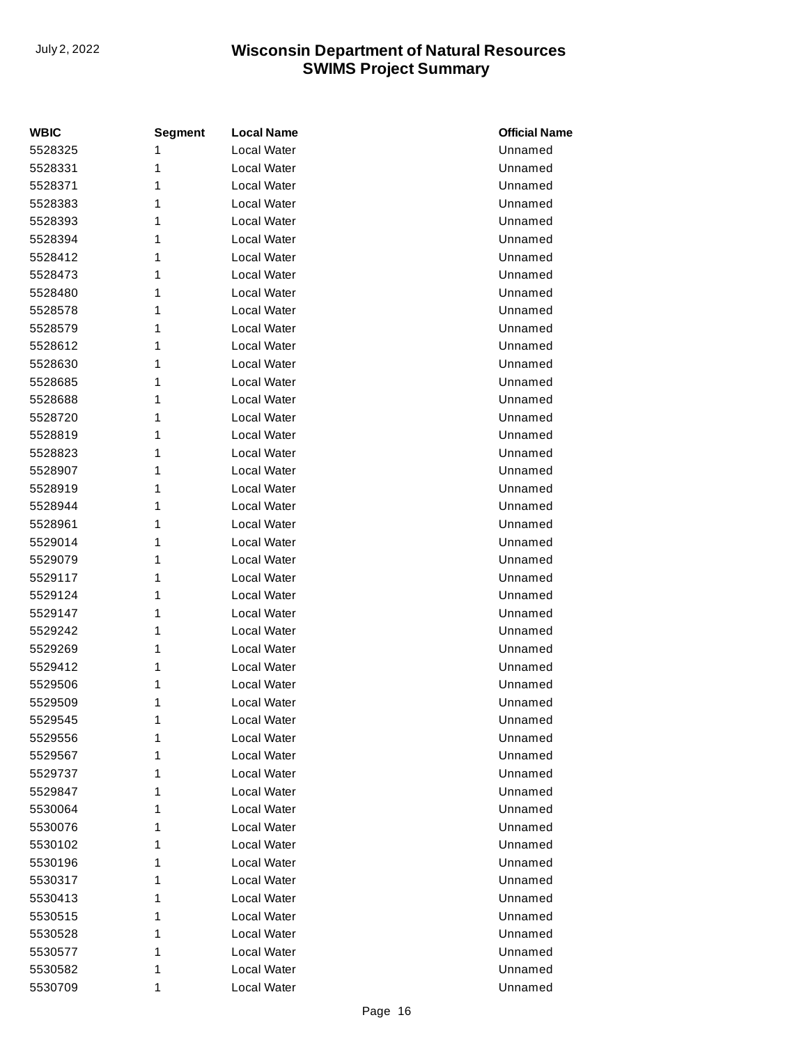| WBIC | Segment | Local Name | Official Name |
|---|---|---|---|
| 5528325 | 1 | Local Water | Unnamed |
| 5528331 | 1 | Local Water | Unnamed |
| 5528371 | 1 | Local Water | Unnamed |
| 5528383 | 1 | Local Water | Unnamed |
| 5528393 | 1 | Local Water | Unnamed |
| 5528394 | 1 | Local Water | Unnamed |
| 5528412 | 1 | Local Water | Unnamed |
| 5528473 | 1 | Local Water | Unnamed |
| 5528480 | 1 | Local Water | Unnamed |
| 5528578 | 1 | Local Water | Unnamed |
| 5528579 | 1 | Local Water | Unnamed |
| 5528612 | 1 | Local Water | Unnamed |
| 5528630 | 1 | Local Water | Unnamed |
| 5528685 | 1 | Local Water | Unnamed |
| 5528688 | 1 | Local Water | Unnamed |
| 5528720 | 1 | Local Water | Unnamed |
| 5528819 | 1 | Local Water | Unnamed |
| 5528823 | 1 | Local Water | Unnamed |
| 5528907 | 1 | Local Water | Unnamed |
| 5528919 | 1 | Local Water | Unnamed |
| 5528944 | 1 | Local Water | Unnamed |
| 5528961 | 1 | Local Water | Unnamed |
| 5529014 | 1 | Local Water | Unnamed |
| 5529079 | 1 | Local Water | Unnamed |
| 5529117 | 1 | Local Water | Unnamed |
| 5529124 | 1 | Local Water | Unnamed |
| 5529147 | 1 | Local Water | Unnamed |
| 5529242 | 1 | Local Water | Unnamed |
| 5529269 | 1 | Local Water | Unnamed |
| 5529412 | 1 | Local Water | Unnamed |
| 5529506 | 1 | Local Water | Unnamed |
| 5529509 | 1 | Local Water | Unnamed |
| 5529545 | 1 | Local Water | Unnamed |
| 5529556 | 1 | Local Water | Unnamed |
| 5529567 | 1 | Local Water | Unnamed |
| 5529737 | 1 | Local Water | Unnamed |
| 5529847 | 1 | Local Water | Unnamed |
| 5530064 | 1 | Local Water | Unnamed |
| 5530076 | 1 | Local Water | Unnamed |
| 5530102 | 1 | Local Water | Unnamed |
| 5530196 | 1 | Local Water | Unnamed |
| 5530317 | 1 | Local Water | Unnamed |
| 5530413 | 1 | Local Water | Unnamed |
| 5530515 | 1 | Local Water | Unnamed |
| 5530528 | 1 | Local Water | Unnamed |
| 5530577 | 1 | Local Water | Unnamed |
| 5530582 | 1 | Local Water | Unnamed |
| 5530709 | 1 | Local Water | Unnamed |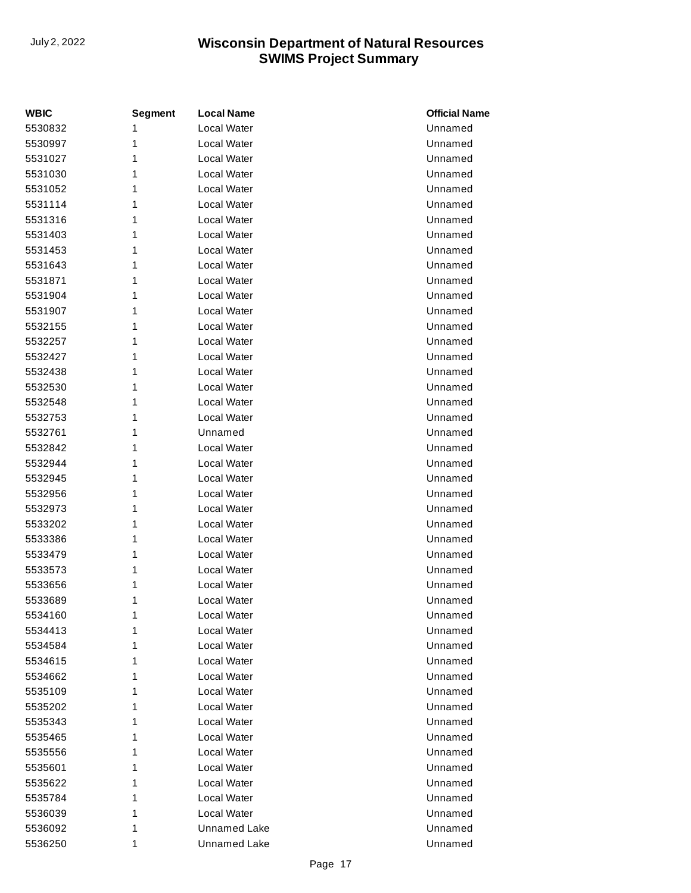| WBIC | Segment | Local Name | Official Name |
| --- | --- | --- | --- |
| 5530832 | 1 | Local Water | Unnamed |
| 5530997 | 1 | Local Water | Unnamed |
| 5531027 | 1 | Local Water | Unnamed |
| 5531030 | 1 | Local Water | Unnamed |
| 5531052 | 1 | Local Water | Unnamed |
| 5531114 | 1 | Local Water | Unnamed |
| 5531316 | 1 | Local Water | Unnamed |
| 5531403 | 1 | Local Water | Unnamed |
| 5531453 | 1 | Local Water | Unnamed |
| 5531643 | 1 | Local Water | Unnamed |
| 5531871 | 1 | Local Water | Unnamed |
| 5531904 | 1 | Local Water | Unnamed |
| 5531907 | 1 | Local Water | Unnamed |
| 5532155 | 1 | Local Water | Unnamed |
| 5532257 | 1 | Local Water | Unnamed |
| 5532427 | 1 | Local Water | Unnamed |
| 5532438 | 1 | Local Water | Unnamed |
| 5532530 | 1 | Local Water | Unnamed |
| 5532548 | 1 | Local Water | Unnamed |
| 5532753 | 1 | Local Water | Unnamed |
| 5532761 | 1 | Unnamed | Unnamed |
| 5532842 | 1 | Local Water | Unnamed |
| 5532944 | 1 | Local Water | Unnamed |
| 5532945 | 1 | Local Water | Unnamed |
| 5532956 | 1 | Local Water | Unnamed |
| 5532973 | 1 | Local Water | Unnamed |
| 5533202 | 1 | Local Water | Unnamed |
| 5533386 | 1 | Local Water | Unnamed |
| 5533479 | 1 | Local Water | Unnamed |
| 5533573 | 1 | Local Water | Unnamed |
| 5533656 | 1 | Local Water | Unnamed |
| 5533689 | 1 | Local Water | Unnamed |
| 5534160 | 1 | Local Water | Unnamed |
| 5534413 | 1 | Local Water | Unnamed |
| 5534584 | 1 | Local Water | Unnamed |
| 5534615 | 1 | Local Water | Unnamed |
| 5534662 | 1 | Local Water | Unnamed |
| 5535109 | 1 | Local Water | Unnamed |
| 5535202 | 1 | Local Water | Unnamed |
| 5535343 | 1 | Local Water | Unnamed |
| 5535465 | 1 | Local Water | Unnamed |
| 5535556 | 1 | Local Water | Unnamed |
| 5535601 | 1 | Local Water | Unnamed |
| 5535622 | 1 | Local Water | Unnamed |
| 5535784 | 1 | Local Water | Unnamed |
| 5536039 | 1 | Local Water | Unnamed |
| 5536092 | 1 | Unnamed Lake | Unnamed |
| 5536250 | 1 | Unnamed Lake | Unnamed |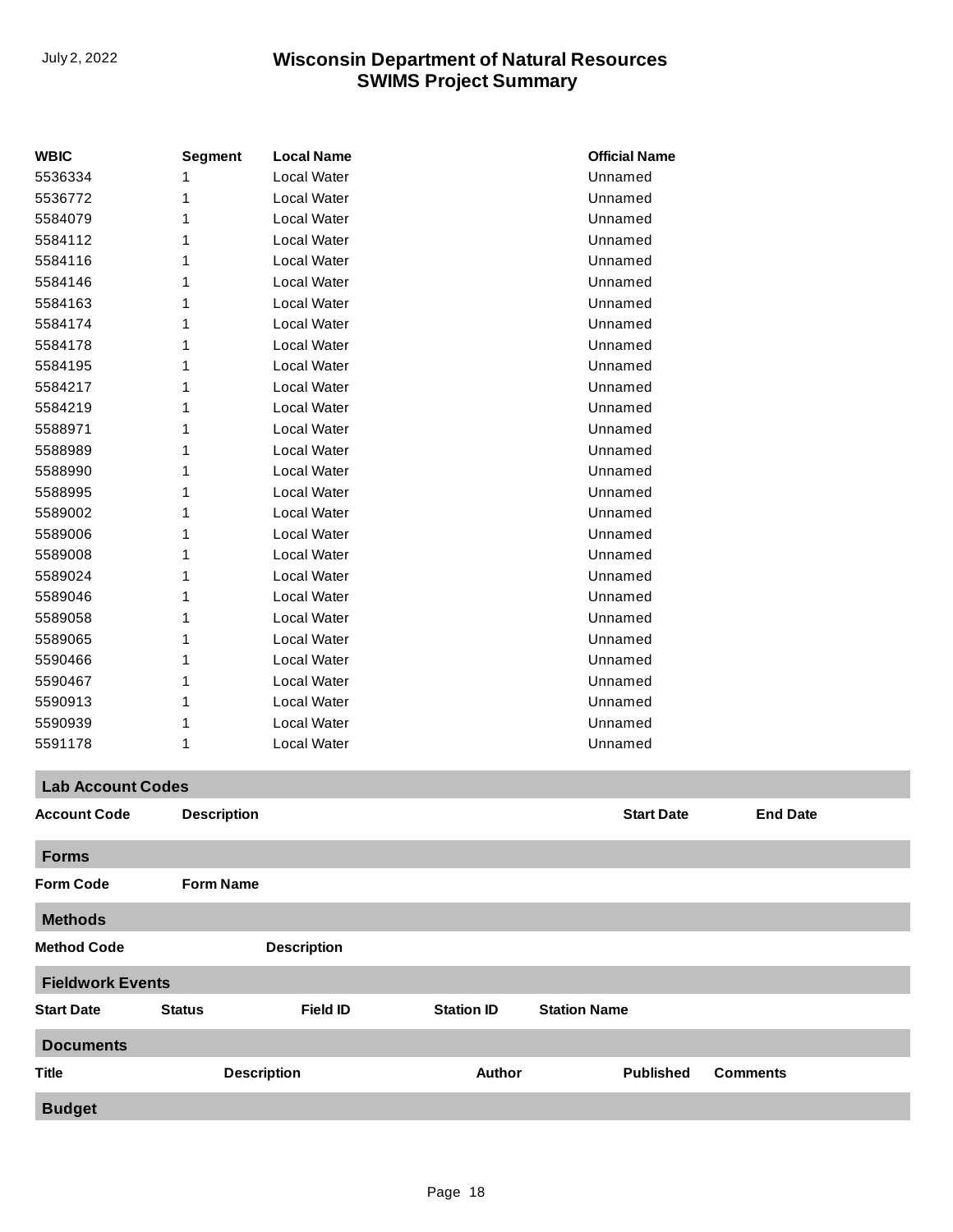| WBIC | Segment | Local Name | Official Name |
|---|---|---|---|
| 5536334 | 1 | Local Water | Unnamed |
| 5536772 | 1 | Local Water | Unnamed |
| 5584079 | 1 | Local Water | Unnamed |
| 5584112 | 1 | Local Water | Unnamed |
| 5584116 | 1 | Local Water | Unnamed |
| 5584146 | 1 | Local Water | Unnamed |
| 5584163 | 1 | Local Water | Unnamed |
| 5584174 | 1 | Local Water | Unnamed |
| 5584178 | 1 | Local Water | Unnamed |
| 5584195 | 1 | Local Water | Unnamed |
| 5584217 | 1 | Local Water | Unnamed |
| 5584219 | 1 | Local Water | Unnamed |
| 5588971 | 1 | Local Water | Unnamed |
| 5588989 | 1 | Local Water | Unnamed |
| 5588990 | 1 | Local Water | Unnamed |
| 5588995 | 1 | Local Water | Unnamed |
| 5589002 | 1 | Local Water | Unnamed |
| 5589006 | 1 | Local Water | Unnamed |
| 5589008 | 1 | Local Water | Unnamed |
| 5589024 | 1 | Local Water | Unnamed |
| 5589046 | 1 | Local Water | Unnamed |
| 5589058 | 1 | Local Water | Unnamed |
| 5589065 | 1 | Local Water | Unnamed |
| 5590466 | 1 | Local Water | Unnamed |
| 5590467 | 1 | Local Water | Unnamed |
| 5590913 | 1 | Local Water | Unnamed |
| 5590939 | 1 | Local Water | Unnamed |
| 5591178 | 1 | Local Water | Unnamed |

## Lab Account Codes

| Account Code | Description | Start Date | End Date |
|---|---|---|---|

## Forms

| Form Code | Form Name |
|---|---|

## Methods

| Method Code | Description |
|---|---|

## Fieldwork Events

| Start Date | Status | Field ID | Station ID | Station Name |
|---|---|---|---|---|

## Documents

| Title | Description | Author | Published | Comments |
|---|---|---|---|---|

## Budget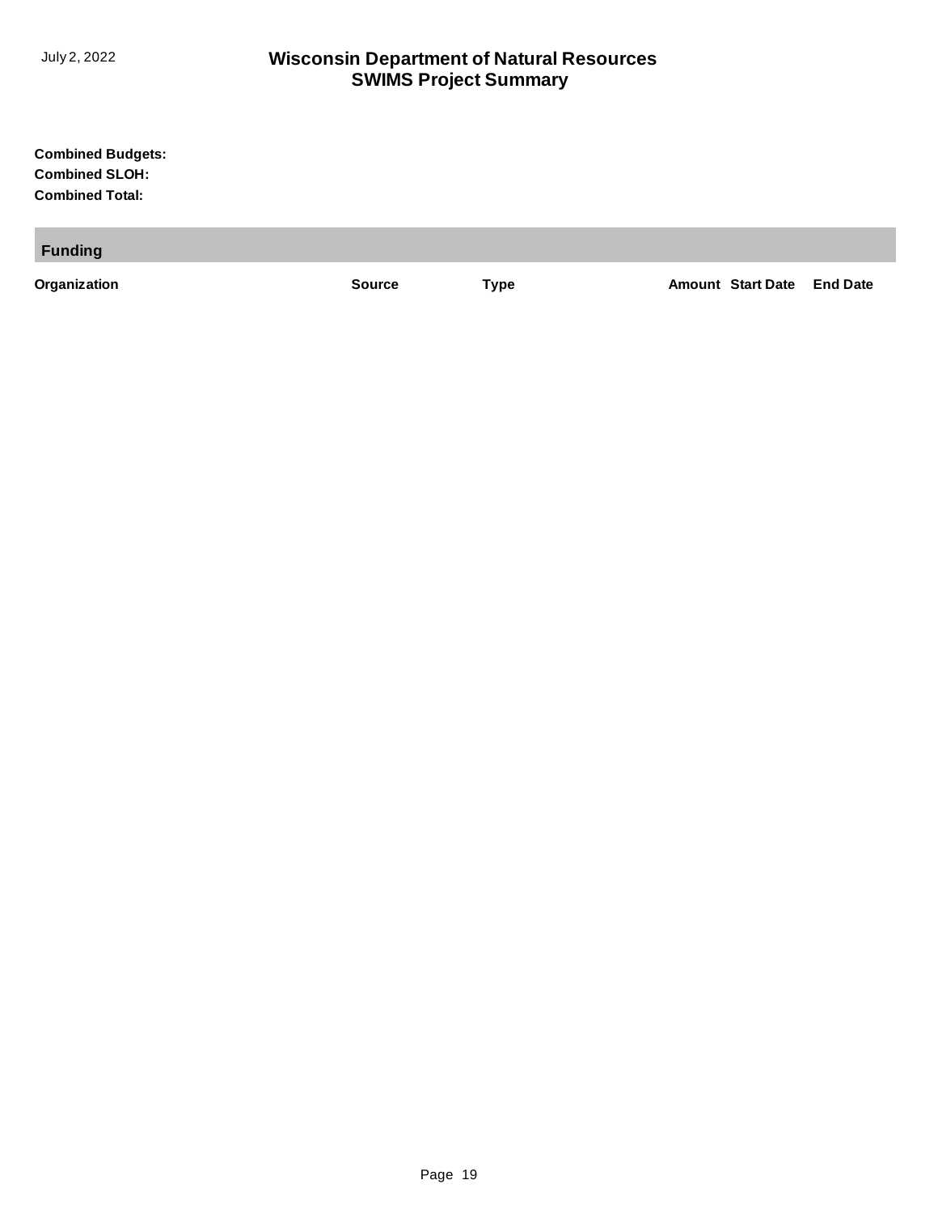**Combined Budgets:**
**Combined SLOH:**
**Combined Total:**

## Funding

| Organization | Source | Type | Amount | Start Date | End Date |
| --- | --- | --- | --- | --- | --- |